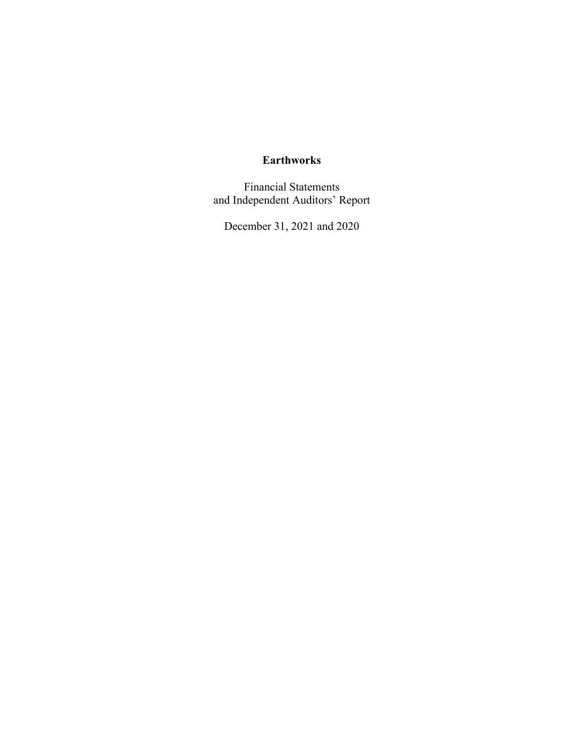# Earthworks

Financial Statements
and Independent Auditors' Report

December 31, 2021 and 2020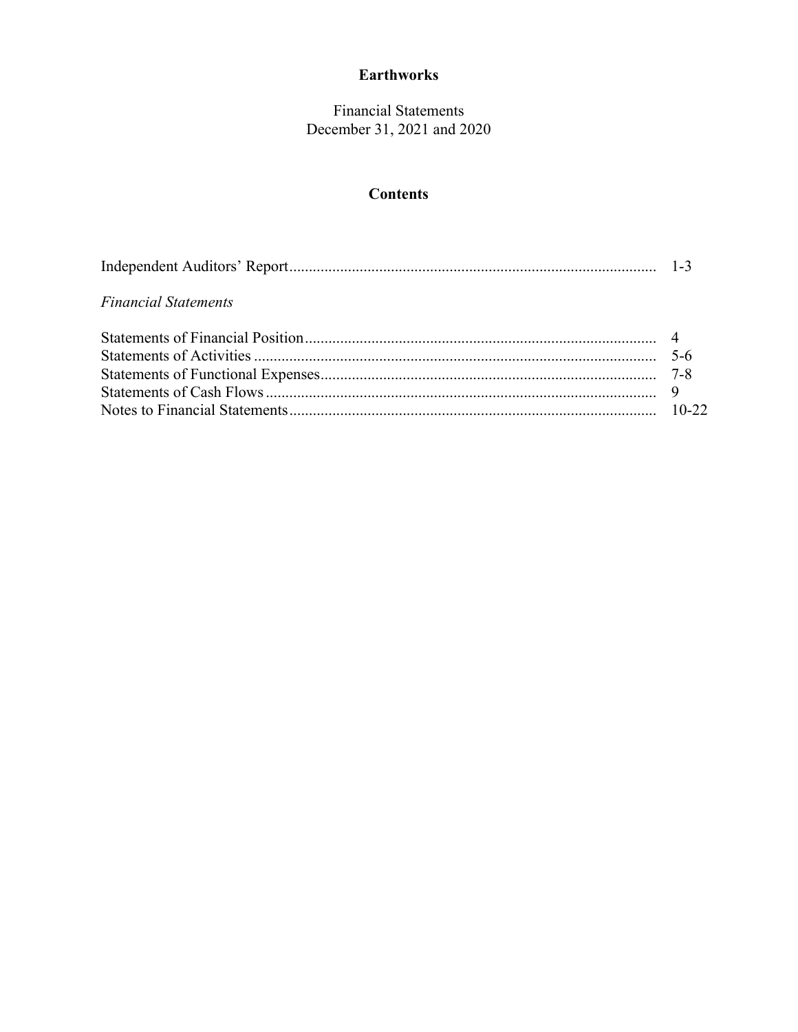# Earthworks

Financial Statements
December 31, 2021 and 2020

## Contents

| | |
|---|---|
| Independent Auditors' Report | 1-3 |
| *Financial Statements* | |
| Statements of Financial Position | 4 |
| Statements of Activities | 5-6 |
| Statements of Functional Expenses | 7-8 |
| Statements of Cash Flows | 9 |
| Notes to Financial Statements | 10-22 |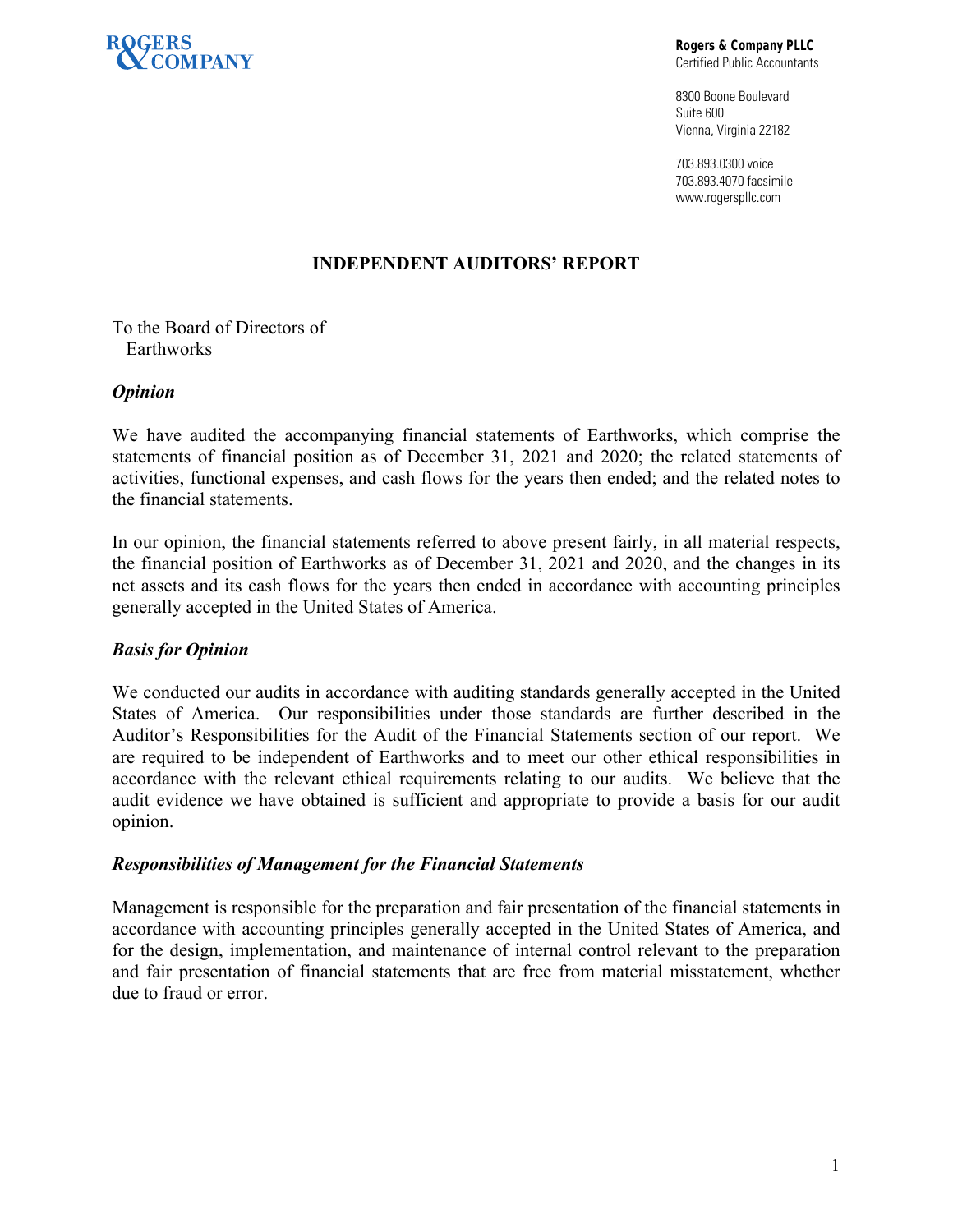ROGERS & COMPANY

**Rogers & Company PLLC**
Certified Public Accountants

8300 Boone Boulevard
Suite 600
Vienna, Virginia 22182

703.893.0300 voice
703.893.4070 facsimile
www.rogerspllc.com

# INDEPENDENT AUDITORS' REPORT

To the Board of Directors of
Earthworks

***Opinion***

We have audited the accompanying financial statements of Earthworks, which comprise the statements of financial position as of December 31, 2021 and 2020; the related statements of activities, functional expenses, and cash flows for the years then ended; and the related notes to the financial statements.

In our opinion, the financial statements referred to above present fairly, in all material respects, the financial position of Earthworks as of December 31, 2021 and 2020, and the changes in its net assets and its cash flows for the years then ended in accordance with accounting principles generally accepted in the United States of America.

***Basis for Opinion***

We conducted our audits in accordance with auditing standards generally accepted in the United States of America. Our responsibilities under those standards are further described in the Auditor's Responsibilities for the Audit of the Financial Statements section of our report. We are required to be independent of Earthworks and to meet our other ethical responsibilities in accordance with the relevant ethical requirements relating to our audits. We believe that the audit evidence we have obtained is sufficient and appropriate to provide a basis for our audit opinion.

***Responsibilities of Management for the Financial Statements***

Management is responsible for the preparation and fair presentation of the financial statements in accordance with accounting principles generally accepted in the United States of America, and for the design, implementation, and maintenance of internal control relevant to the preparation and fair presentation of financial statements that are free from material misstatement, whether due to fraud or error.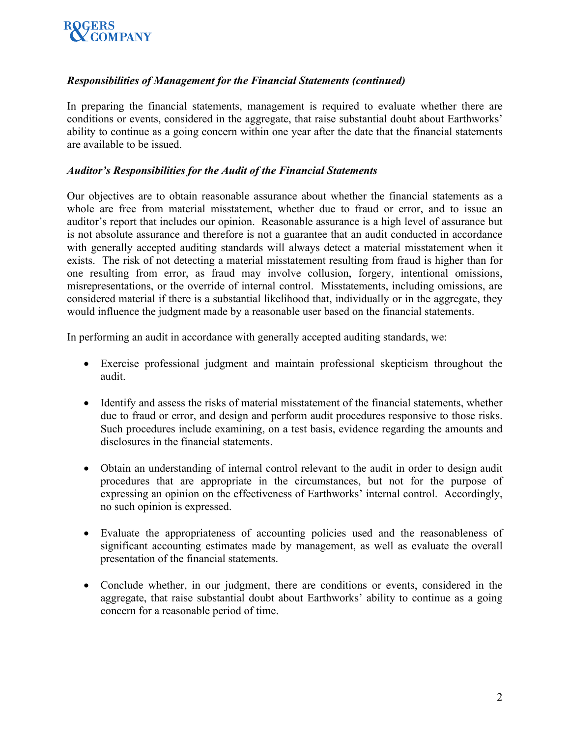### *Responsibilities of Management for the Financial Statements (continued)*

In preparing the financial statements, management is required to evaluate whether there are conditions or events, considered in the aggregate, that raise substantial doubt about Earthworks' ability to continue as a going concern within one year after the date that the financial statements are available to be issued.

### *Auditor's Responsibilities for the Audit of the Financial Statements*

Our objectives are to obtain reasonable assurance about whether the financial statements as a whole are free from material misstatement, whether due to fraud or error, and to issue an auditor's report that includes our opinion. Reasonable assurance is a high level of assurance but is not absolute assurance and therefore is not a guarantee that an audit conducted in accordance with generally accepted auditing standards will always detect a material misstatement when it exists. The risk of not detecting a material misstatement resulting from fraud is higher than for one resulting from error, as fraud may involve collusion, forgery, intentional omissions, misrepresentations, or the override of internal control. Misstatements, including omissions, are considered material if there is a substantial likelihood that, individually or in the aggregate, they would influence the judgment made by a reasonable user based on the financial statements.

In performing an audit in accordance with generally accepted auditing standards, we:

- Exercise professional judgment and maintain professional skepticism throughout the audit.

- Identify and assess the risks of material misstatement of the financial statements, whether due to fraud or error, and design and perform audit procedures responsive to those risks. Such procedures include examining, on a test basis, evidence regarding the amounts and disclosures in the financial statements.

- Obtain an understanding of internal control relevant to the audit in order to design audit procedures that are appropriate in the circumstances, but not for the purpose of expressing an opinion on the effectiveness of Earthworks' internal control. Accordingly, no such opinion is expressed.

- Evaluate the appropriateness of accounting policies used and the reasonableness of significant accounting estimates made by management, as well as evaluate the overall presentation of the financial statements.

- Conclude whether, in our judgment, there are conditions or events, considered in the aggregate, that raise substantial doubt about Earthworks' ability to continue as a going concern for a reasonable period of time.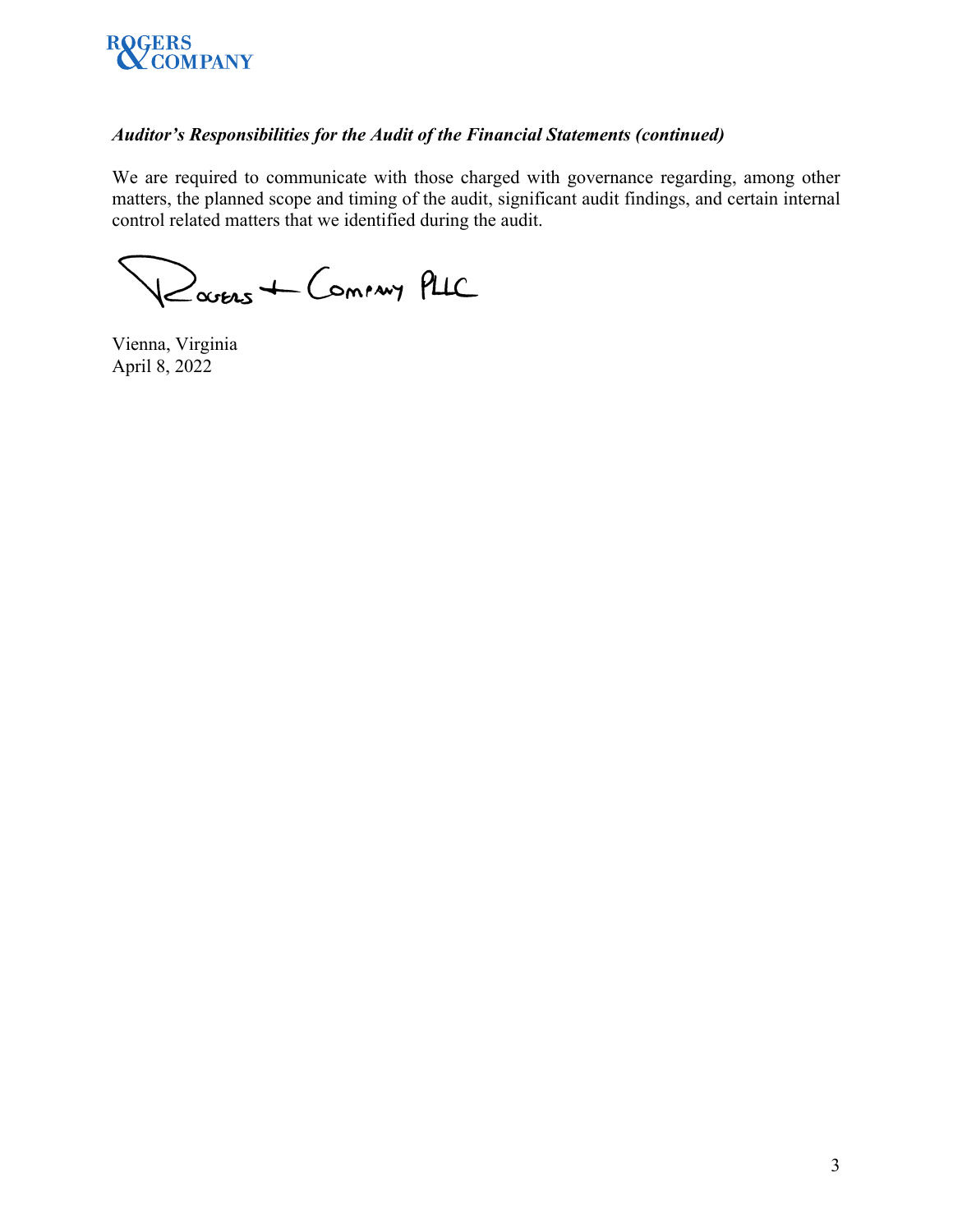ROGERS & COMPANY

*Auditor's Responsibilities for the Audit of the Financial Statements (continued)*

We are required to communicate with those charged with governance regarding, among other matters, the planned scope and timing of the audit, significant audit findings, and certain internal control related matters that we identified during the audit.

Rogers + Company PLLC

Vienna, Virginia
April 8, 2022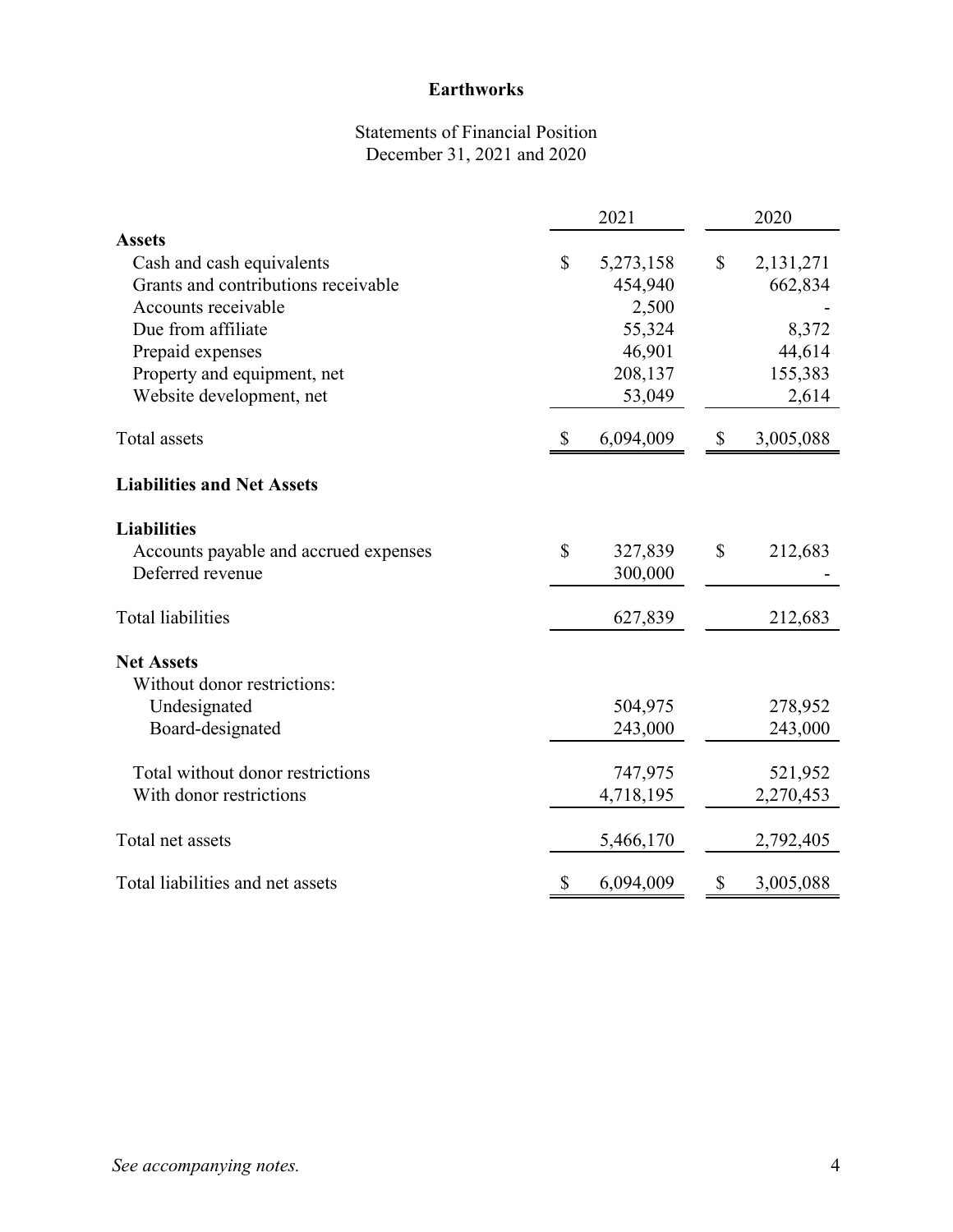# Earthworks

## Statements of Financial Position
December 31, 2021 and 2020

| | 2021 | 2020 |
|---|---|---|
| **Assets** | | |
| Cash and cash equivalents | $ 5,273,158 | $ 2,131,271 |
| Grants and contributions receivable | 454,940 | 662,834 |
| Accounts receivable | 2,500 | - |
| Due from affiliate | 55,324 | 8,372 |
| Prepaid expenses | 46,901 | 44,614 |
| Property and equipment, net | 208,137 | 155,383 |
| Website development, net | 53,049 | 2,614 |
| Total assets | $ 6,094,009 | $ 3,005,088 |
| **Liabilities and Net Assets** | | |
| **Liabilities** | | |
| Accounts payable and accrued expenses | $ 327,839 | $ 212,683 |
| Deferred revenue | 300,000 | - |
| Total liabilities | 627,839 | 212,683 |
| **Net Assets** | | |
| Without donor restrictions: | | |
| Undesignated | 504,975 | 278,952 |
| Board-designated | 243,000 | 243,000 |
| Total without donor restrictions | 747,975 | 521,952 |
| With donor restrictions | 4,718,195 | 2,270,453 |
| Total net assets | 5,466,170 | 2,792,405 |
| Total liabilities and net assets | $ 6,094,009 | $ 3,005,088 |

*See accompanying notes.*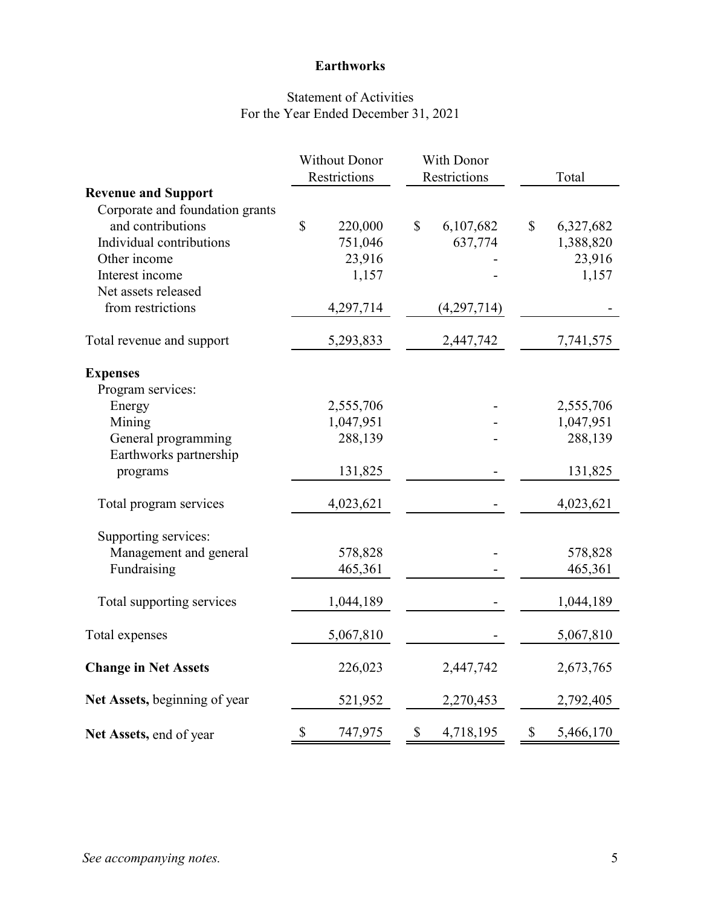**Earthworks**

Statement of Activities
For the Year Ended December 31, 2021

| | Without Donor Restrictions | With Donor Restrictions | Total |
|---|---|---|---|
| **Revenue and Support** | | | |
| Corporate and foundation grants and contributions | $ 220,000 | $ 6,107,682 | $ 6,327,682 |
| Individual contributions | 751,046 | 637,774 | 1,388,820 |
| Other income | 23,916 | - | 23,916 |
| Interest income | 1,157 | - | 1,157 |
| Net assets released from restrictions | 4,297,714 | (4,297,714) | - |
| Total revenue and support | 5,293,833 | 2,447,742 | 7,741,575 |
| **Expenses** | | | |
| Program services: | | | |
| Energy | 2,555,706 | - | 2,555,706 |
| Mining | 1,047,951 | - | 1,047,951 |
| General programming | 288,139 | - | 288,139 |
| Earthworks partnership programs | 131,825 | - | 131,825 |
| Total program services | 4,023,621 | - | 4,023,621 |
| Supporting services: | | | |
| Management and general | 578,828 | - | 578,828 |
| Fundraising | 465,361 | - | 465,361 |
| Total supporting services | 1,044,189 | - | 1,044,189 |
| Total expenses | 5,067,810 | - | 5,067,810 |
| **Change in Net Assets** | 226,023 | 2,447,742 | 2,673,765 |
| **Net Assets,** beginning of year | 521,952 | 2,270,453 | 2,792,405 |
| **Net Assets,** end of year | $ 747,975 | $ 4,718,195 | $ 5,466,170 |

*See accompanying notes.*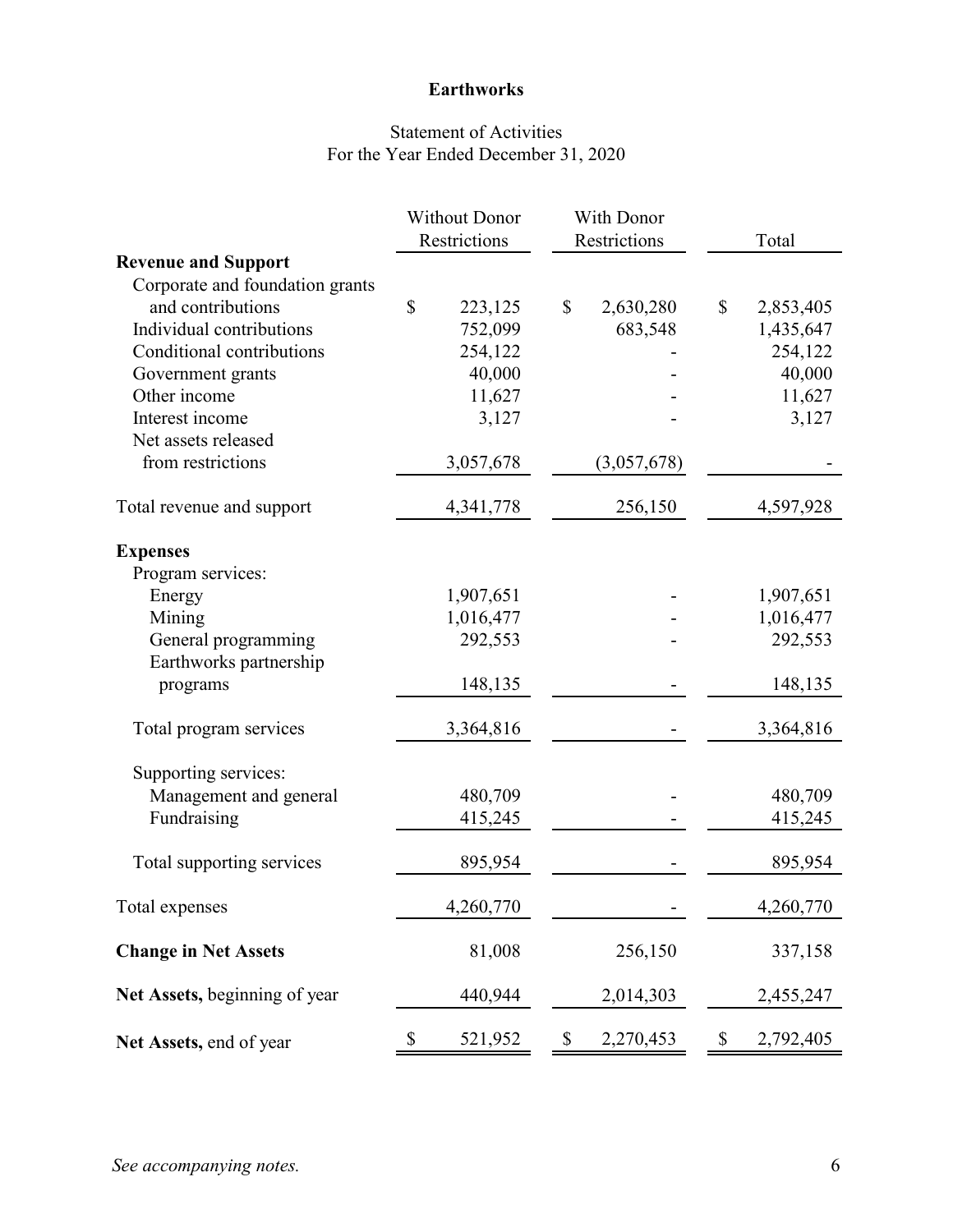# Earthworks

Statement of Activities
For the Year Ended December 31, 2020

| | Without Donor Restrictions | With Donor Restrictions | Total |
|---|---|---|---|
| **Revenue and Support** | | | |
| Corporate and foundation grants and contributions | $ 223,125 | $ 2,630,280 | $ 2,853,405 |
| Individual contributions | 752,099 | 683,548 | 1,435,647 |
| Conditional contributions | 254,122 | - | 254,122 |
| Government grants | 40,000 | - | 40,000 |
| Other income | 11,627 | - | 11,627 |
| Interest income | 3,127 | - | 3,127 |
| Net assets released from restrictions | 3,057,678 | (3,057,678) | - |
| Total revenue and support | 4,341,778 | 256,150 | 4,597,928 |
| **Expenses** | | | |
| Program services: | | | |
| Energy | 1,907,651 | - | 1,907,651 |
| Mining | 1,016,477 | - | 1,016,477 |
| General programming | 292,553 | - | 292,553 |
| Earthworks partnership programs | 148,135 | - | 148,135 |
| Total program services | 3,364,816 | - | 3,364,816 |
| Supporting services: | | | |
| Management and general | 480,709 | - | 480,709 |
| Fundraising | 415,245 | - | 415,245 |
| Total supporting services | 895,954 | - | 895,954 |
| Total expenses | 4,260,770 | - | 4,260,770 |
| **Change in Net Assets** | 81,008 | 256,150 | 337,158 |
| **Net Assets,** beginning of year | 440,944 | 2,014,303 | 2,455,247 |
| **Net Assets,** end of year | $ 521,952 | $ 2,270,453 | $ 2,792,405 |

*See accompanying notes.*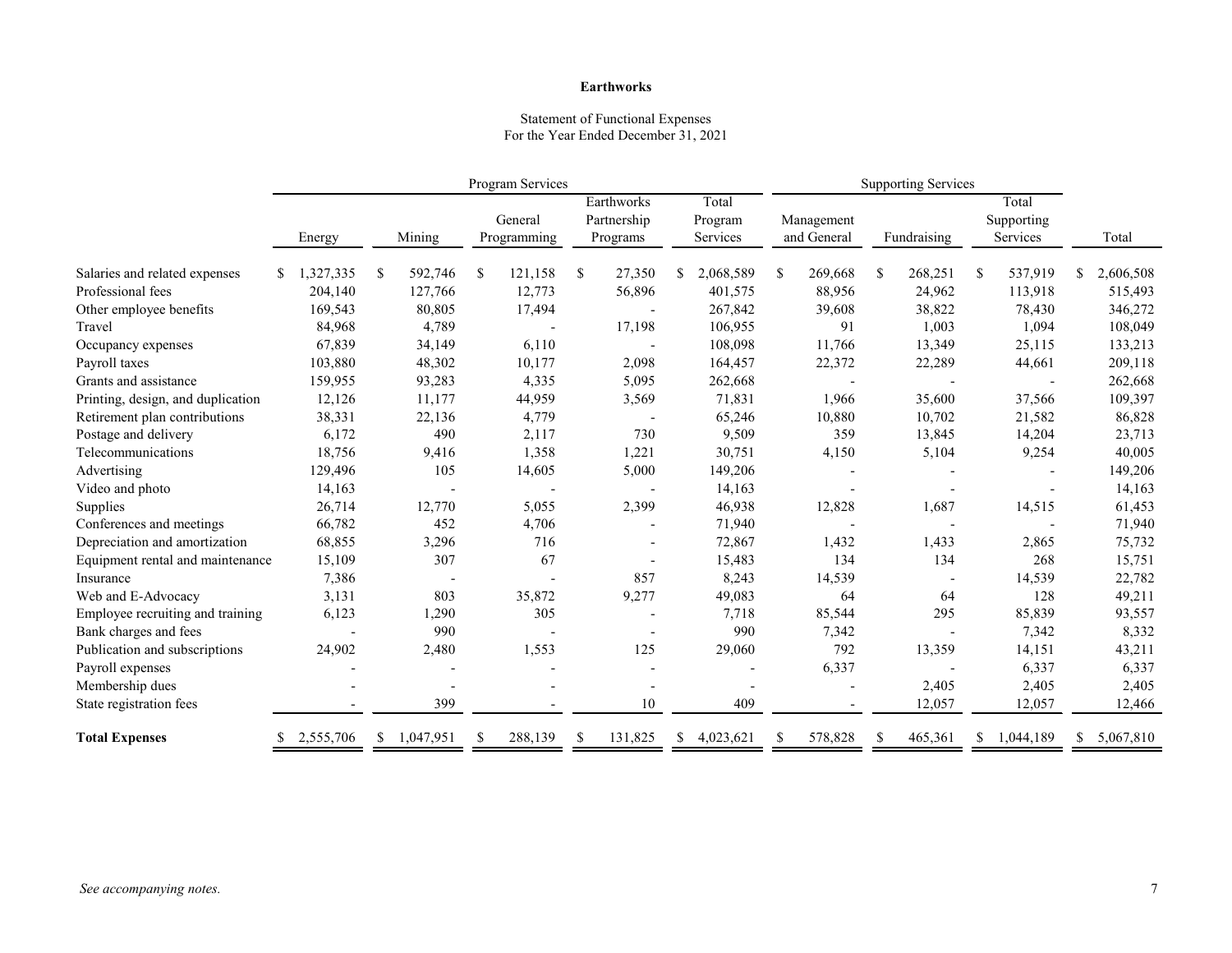**Earthworks**

Statement of Functional Expenses
For the Year Ended December 31, 2021

| | Program Services | | | | | Supporting Services | | | |
|---|---|---|---|---|---|---|---|---|---|
| | Energy | Mining | General Programming | Earthworks Partnership Programs | Total Program Services | Management and General | Fundraising | Total Supporting Services | Total |
| Salaries and related expenses | $ 1,327,335 | $ 592,746 | $ 121,158 | $ 27,350 | $ 2,068,589 | $ 269,668 | $ 268,251 | $ 537,919 | $ 2,606,508 |
| Professional fees | 204,140 | 127,766 | 12,773 | 56,896 | 401,575 | 88,956 | 24,962 | 113,918 | 515,493 |
| Other employee benefits | 169,543 | 80,805 | 17,494 | - | 267,842 | 39,608 | 38,822 | 78,430 | 346,272 |
| Travel | 84,968 | 4,789 | - | 17,198 | 106,955 | 91 | 1,003 | 1,094 | 108,049 |
| Occupancy expenses | 67,839 | 34,149 | 6,110 | - | 108,098 | 11,766 | 13,349 | 25,115 | 133,213 |
| Payroll taxes | 103,880 | 48,302 | 10,177 | 2,098 | 164,457 | 22,372 | 22,289 | 44,661 | 209,118 |
| Grants and assistance | 159,955 | 93,283 | 4,335 | 5,095 | 262,668 | - | - | - | 262,668 |
| Printing, design, and duplication | 12,126 | 11,177 | 44,959 | 3,569 | 71,831 | 1,966 | 35,600 | 37,566 | 109,397 |
| Retirement plan contributions | 38,331 | 22,136 | 4,779 | - | 65,246 | 10,880 | 10,702 | 21,582 | 86,828 |
| Postage and delivery | 6,172 | 490 | 2,117 | 730 | 9,509 | 359 | 13,845 | 14,204 | 23,713 |
| Telecommunications | 18,756 | 9,416 | 1,358 | 1,221 | 30,751 | 4,150 | 5,104 | 9,254 | 40,005 |
| Advertising | 129,496 | 105 | 14,605 | 5,000 | 149,206 | - | - | - | 149,206 |
| Video and photo | 14,163 | - | - | - | 14,163 | - | - | - | 14,163 |
| Supplies | 26,714 | 12,770 | 5,055 | 2,399 | 46,938 | 12,828 | 1,687 | 14,515 | 61,453 |
| Conferences and meetings | 66,782 | 452 | 4,706 | - | 71,940 | - | - | - | 71,940 |
| Depreciation and amortization | 68,855 | 3,296 | 716 | - | 72,867 | 1,432 | 1,433 | 2,865 | 75,732 |
| Equipment rental and maintenance | 15,109 | 307 | 67 | - | 15,483 | 134 | 134 | 268 | 15,751 |
| Insurance | 7,386 | - | - | 857 | 8,243 | 14,539 | - | 14,539 | 22,782 |
| Web and E-Advocacy | 3,131 | 803 | 35,872 | 9,277 | 49,083 | 64 | 64 | 128 | 49,211 |
| Employee recruiting and training | 6,123 | 1,290 | 305 | - | 7,718 | 85,544 | 295 | 85,839 | 93,557 |
| Bank charges and fees | - | 990 | - | - | 990 | 7,342 | - | 7,342 | 8,332 |
| Publication and subscriptions | 24,902 | 2,480 | 1,553 | 125 | 29,060 | 792 | 13,359 | 14,151 | 43,211 |
| Payroll expenses | - | - | - | - | - | 6,337 | - | 6,337 | 6,337 |
| Membership dues | - | - | - | - | - | - | 2,405 | 2,405 | 2,405 |
| State registration fees | - | 399 | - | 10 | 409 | - | 12,057 | 12,057 | 12,466 |
| **Total Expenses** | $ 2,555,706 | $ 1,047,951 | $ 288,139 | $ 131,825 | $ 4,023,621 | $ 578,828 | $ 465,361 | $ 1,044,189 | $ 5,067,810 |

*See accompanying notes.*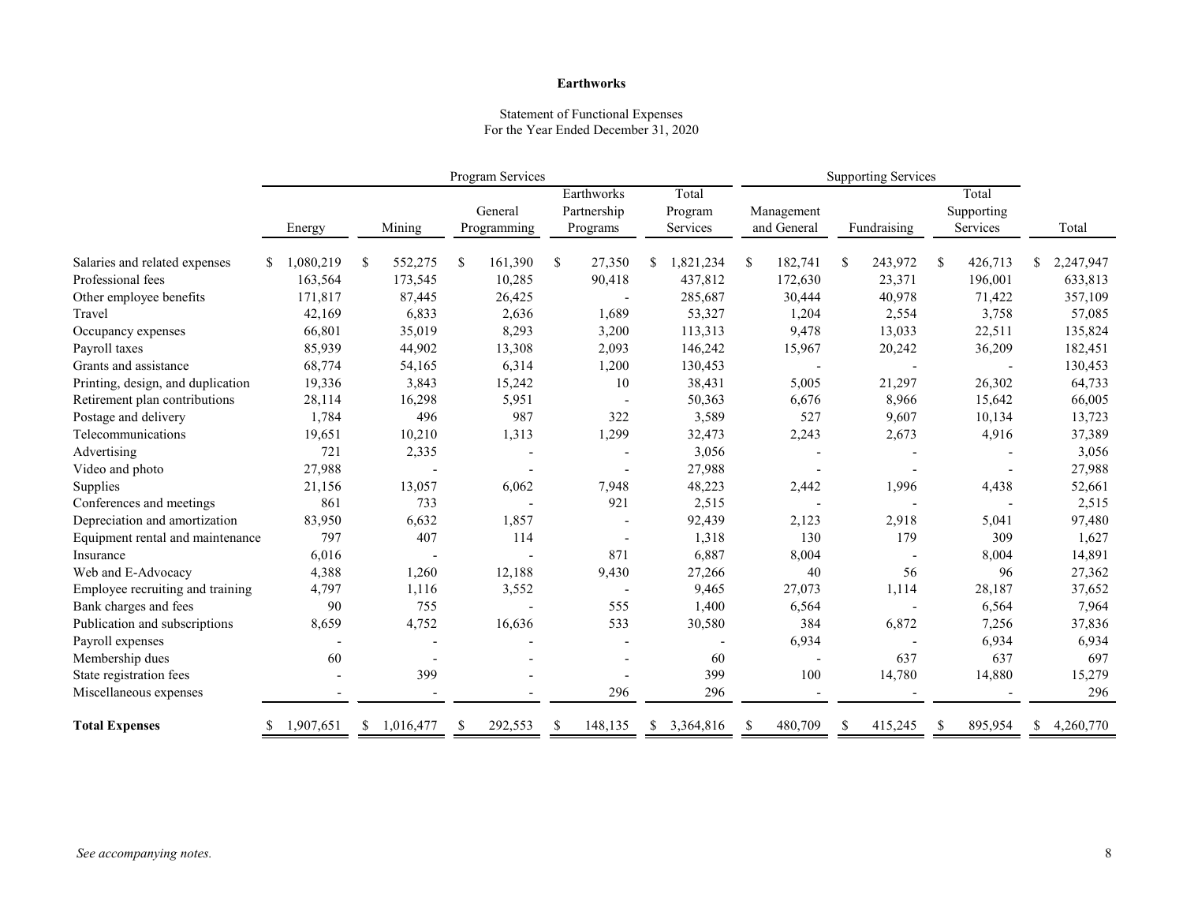**Earthworks**

Statement of Functional Expenses
For the Year Ended December 31, 2020

| | Program Services | | | | | Supporting Services | | | |
|---|---|---|---|---|---|---|---|---|---|
| | Energy | Mining | General Programming | Earthworks Partnership Programs | Total Program Services | Management and General | Fundraising | Total Supporting Services | Total |
| Salaries and related expenses | $ 1,080,219 | $ 552,275 | $ 161,390 | $ 27,350 | $ 1,821,234 | $ 182,741 | $ 243,972 | $ 426,713 | $ 2,247,947 |
| Professional fees | 163,564 | 173,545 | 10,285 | 90,418 | 437,812 | 172,630 | 23,371 | 196,001 | 633,813 |
| Other employee benefits | 171,817 | 87,445 | 26,425 | - | 285,687 | 30,444 | 40,978 | 71,422 | 357,109 |
| Travel | 42,169 | 6,833 | 2,636 | 1,689 | 53,327 | 1,204 | 2,554 | 3,758 | 57,085 |
| Occupancy expenses | 66,801 | 35,019 | 8,293 | 3,200 | 113,313 | 9,478 | 13,033 | 22,511 | 135,824 |
| Payroll taxes | 85,939 | 44,902 | 13,308 | 2,093 | 146,242 | 15,967 | 20,242 | 36,209 | 182,451 |
| Grants and assistance | 68,774 | 54,165 | 6,314 | 1,200 | 130,453 | - | - | - | 130,453 |
| Printing, design, and duplication | 19,336 | 3,843 | 15,242 | 10 | 38,431 | 5,005 | 21,297 | 26,302 | 64,733 |
| Retirement plan contributions | 28,114 | 16,298 | 5,951 | - | 50,363 | 6,676 | 8,966 | 15,642 | 66,005 |
| Postage and delivery | 1,784 | 496 | 987 | 322 | 3,589 | 527 | 9,607 | 10,134 | 13,723 |
| Telecommunications | 19,651 | 10,210 | 1,313 | 1,299 | 32,473 | 2,243 | 2,673 | 4,916 | 37,389 |
| Advertising | 721 | 2,335 | - | - | 3,056 | - | - | - | 3,056 |
| Video and photo | 27,988 | - | - | - | 27,988 | - | - | - | 27,988 |
| Supplies | 21,156 | 13,057 | 6,062 | 7,948 | 48,223 | 2,442 | 1,996 | 4,438 | 52,661 |
| Conferences and meetings | 861 | 733 | - | 921 | 2,515 | - | - | - | 2,515 |
| Depreciation and amortization | 83,950 | 6,632 | 1,857 | - | 92,439 | 2,123 | 2,918 | 5,041 | 97,480 |
| Equipment rental and maintenance | 797 | 407 | 114 | - | 1,318 | 130 | 179 | 309 | 1,627 |
| Insurance | 6,016 | - | - | 871 | 6,887 | 8,004 | - | 8,004 | 14,891 |
| Web and E-Advocacy | 4,388 | 1,260 | 12,188 | 9,430 | 27,266 | 40 | 56 | 96 | 27,362 |
| Employee recruiting and training | 4,797 | 1,116 | 3,552 | - | 9,465 | 27,073 | 1,114 | 28,187 | 37,652 |
| Bank charges and fees | 90 | 755 | - | 555 | 1,400 | 6,564 | - | 6,564 | 7,964 |
| Publication and subscriptions | 8,659 | 4,752 | 16,636 | 533 | 30,580 | 384 | 6,872 | 7,256 | 37,836 |
| Payroll expenses | - | - | - | - | - | 6,934 | - | 6,934 | 6,934 |
| Membership dues | 60 | - | - | - | 60 | - | 637 | 637 | 697 |
| State registration fees | - | 399 | - | - | 399 | 100 | 14,780 | 14,880 | 15,279 |
| Miscellaneous expenses | - | - | - | 296 | 296 | - | - | - | 296 |
| **Total Expenses** | $ 1,907,651 | $ 1,016,477 | $ 292,553 | $ 148,135 | $ 3,364,816 | $ 480,709 | $ 415,245 | $ 895,954 | $ 4,260,770 |

*See accompanying notes.*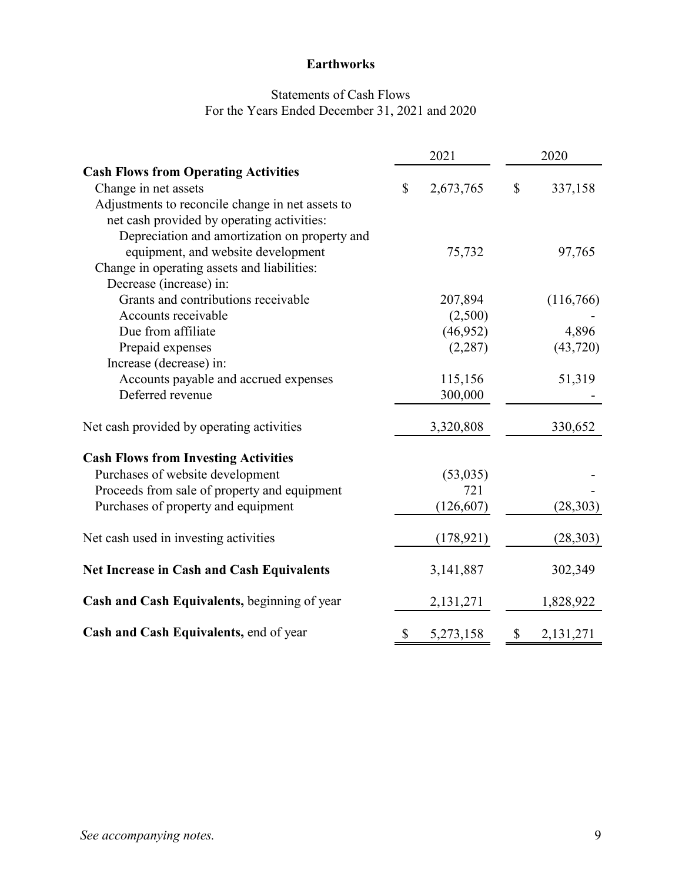**Earthworks**

Statements of Cash Flows
For the Years Ended December 31, 2021 and 2020

| | 2021 | 2020 |
|---|---|---|
| **Cash Flows from Operating Activities** | | |
| Change in net assets | $ 2,673,765 | $ 337,158 |
| Adjustments to reconcile change in net assets to net cash provided by operating activities: | | |
| Depreciation and amortization on property and equipment, and website development | 75,732 | 97,765 |
| Change in operating assets and liabilities: | | |
| Decrease (increase) in: | | |
| Grants and contributions receivable | 207,894 | (116,766) |
| Accounts receivable | (2,500) | - |
| Due from affiliate | (46,952) | 4,896 |
| Prepaid expenses | (2,287) | (43,720) |
| Increase (decrease) in: | | |
| Accounts payable and accrued expenses | 115,156 | 51,319 |
| Deferred revenue | 300,000 | - |
| Net cash provided by operating activities | 3,320,808 | 330,652 |
| **Cash Flows from Investing Activities** | | |
| Purchases of website development | (53,035) | - |
| Proceeds from sale of property and equipment | 721 | - |
| Purchases of property and equipment | (126,607) | (28,303) |
| Net cash used in investing activities | (178,921) | (28,303) |
| **Net Increase in Cash and Cash Equivalents** | 3,141,887 | 302,349 |
| **Cash and Cash Equivalents,** beginning of year | 2,131,271 | 1,828,922 |
| **Cash and Cash Equivalents,** end of year | $ 5,273,158 | $ 2,131,271 |

*See accompanying notes.*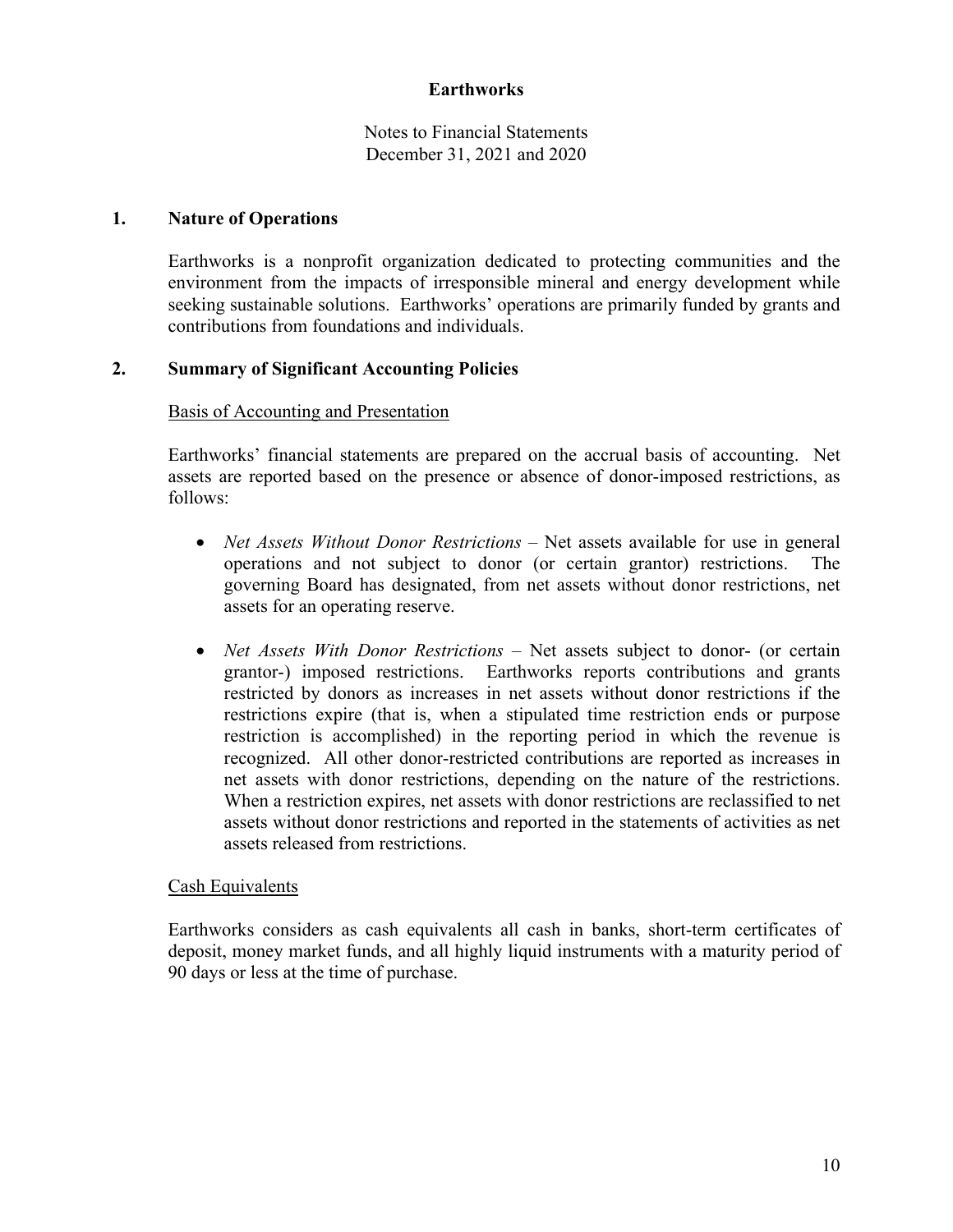**Earthworks**

Notes to Financial Statements
December 31, 2021 and 2020

## 1. Nature of Operations

Earthworks is a nonprofit organization dedicated to protecting communities and the environment from the impacts of irresponsible mineral and energy development while seeking sustainable solutions. Earthworks' operations are primarily funded by grants and contributions from foundations and individuals.

## 2. Summary of Significant Accounting Policies

Basis of Accounting and Presentation

Earthworks' financial statements are prepared on the accrual basis of accounting. Net assets are reported based on the presence or absence of donor-imposed restrictions, as follows:

- *Net Assets Without Donor Restrictions* – Net assets available for use in general operations and not subject to donor (or certain grantor) restrictions. The governing Board has designated, from net assets without donor restrictions, net assets for an operating reserve.

- *Net Assets With Donor Restrictions* – Net assets subject to donor- (or certain grantor-) imposed restrictions. Earthworks reports contributions and grants restricted by donors as increases in net assets without donor restrictions if the restrictions expire (that is, when a stipulated time restriction ends or purpose restriction is accomplished) in the reporting period in which the revenue is recognized. All other donor-restricted contributions are reported as increases in net assets with donor restrictions, depending on the nature of the restrictions. When a restriction expires, net assets with donor restrictions are reclassified to net assets without donor restrictions and reported in the statements of activities as net assets released from restrictions.

Cash Equivalents

Earthworks considers as cash equivalents all cash in banks, short-term certificates of deposit, money market funds, and all highly liquid instruments with a maturity period of 90 days or less at the time of purchase.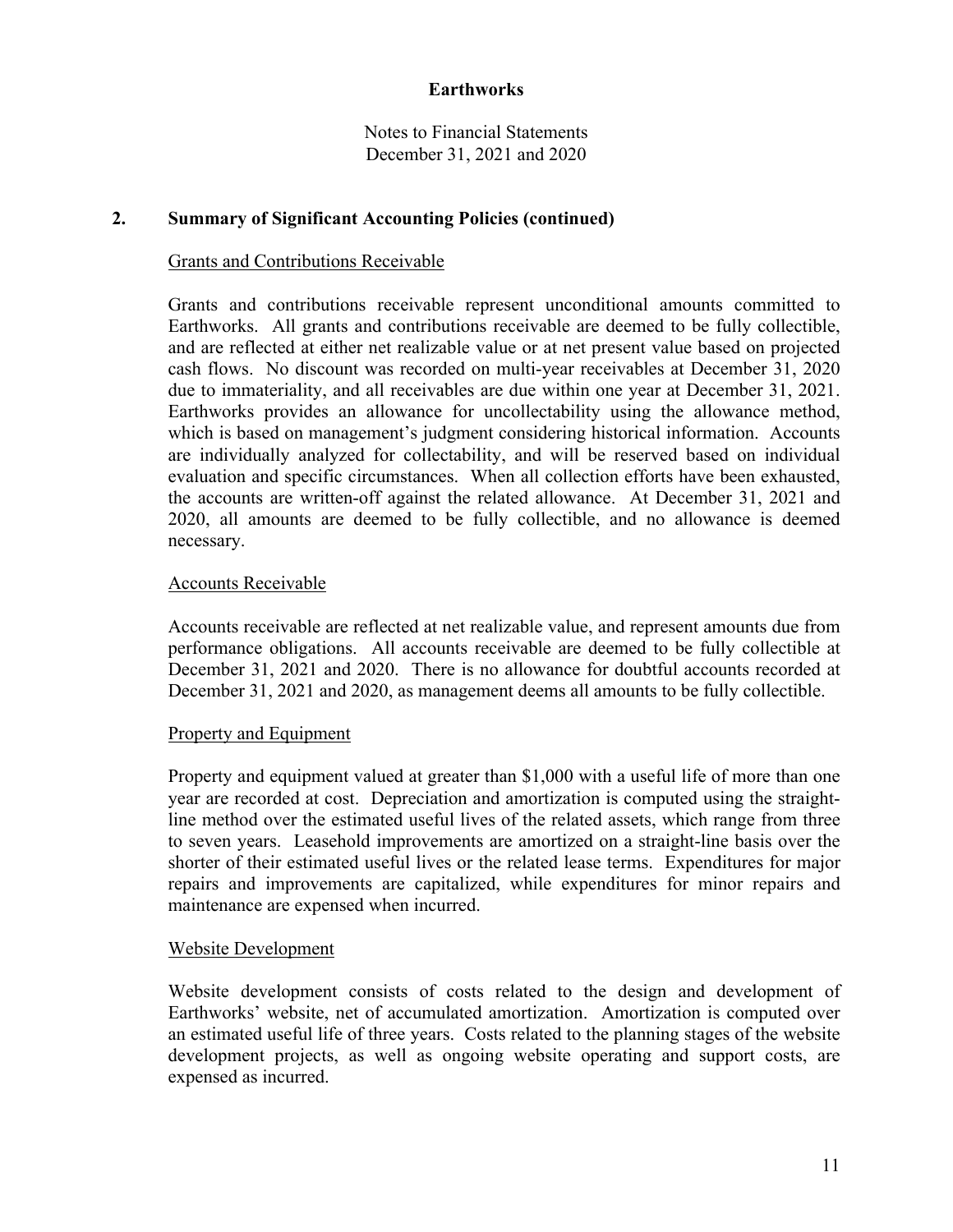**Earthworks**

Notes to Financial Statements
December 31, 2021 and 2020

## 2. Summary of Significant Accounting Policies (continued)

### Grants and Contributions Receivable

Grants and contributions receivable represent unconditional amounts committed to Earthworks. All grants and contributions receivable are deemed to be fully collectible, and are reflected at either net realizable value or at net present value based on projected cash flows. No discount was recorded on multi-year receivables at December 31, 2020 due to immateriality, and all receivables are due within one year at December 31, 2021. Earthworks provides an allowance for uncollectability using the allowance method, which is based on management's judgment considering historical information. Accounts are individually analyzed for collectability, and will be reserved based on individual evaluation and specific circumstances. When all collection efforts have been exhausted, the accounts are written-off against the related allowance. At December 31, 2021 and 2020, all amounts are deemed to be fully collectible, and no allowance is deemed necessary.

### Accounts Receivable

Accounts receivable are reflected at net realizable value, and represent amounts due from performance obligations. All accounts receivable are deemed to be fully collectible at December 31, 2021 and 2020. There is no allowance for doubtful accounts recorded at December 31, 2021 and 2020, as management deems all amounts to be fully collectible.

### Property and Equipment

Property and equipment valued at greater than $1,000 with a useful life of more than one year are recorded at cost. Depreciation and amortization is computed using the straight-line method over the estimated useful lives of the related assets, which range from three to seven years. Leasehold improvements are amortized on a straight-line basis over the shorter of their estimated useful lives or the related lease terms. Expenditures for major repairs and improvements are capitalized, while expenditures for minor repairs and maintenance are expensed when incurred.

### Website Development

Website development consists of costs related to the design and development of Earthworks' website, net of accumulated amortization. Amortization is computed over an estimated useful life of three years. Costs related to the planning stages of the website development projects, as well as ongoing website operating and support costs, are expensed as incurred.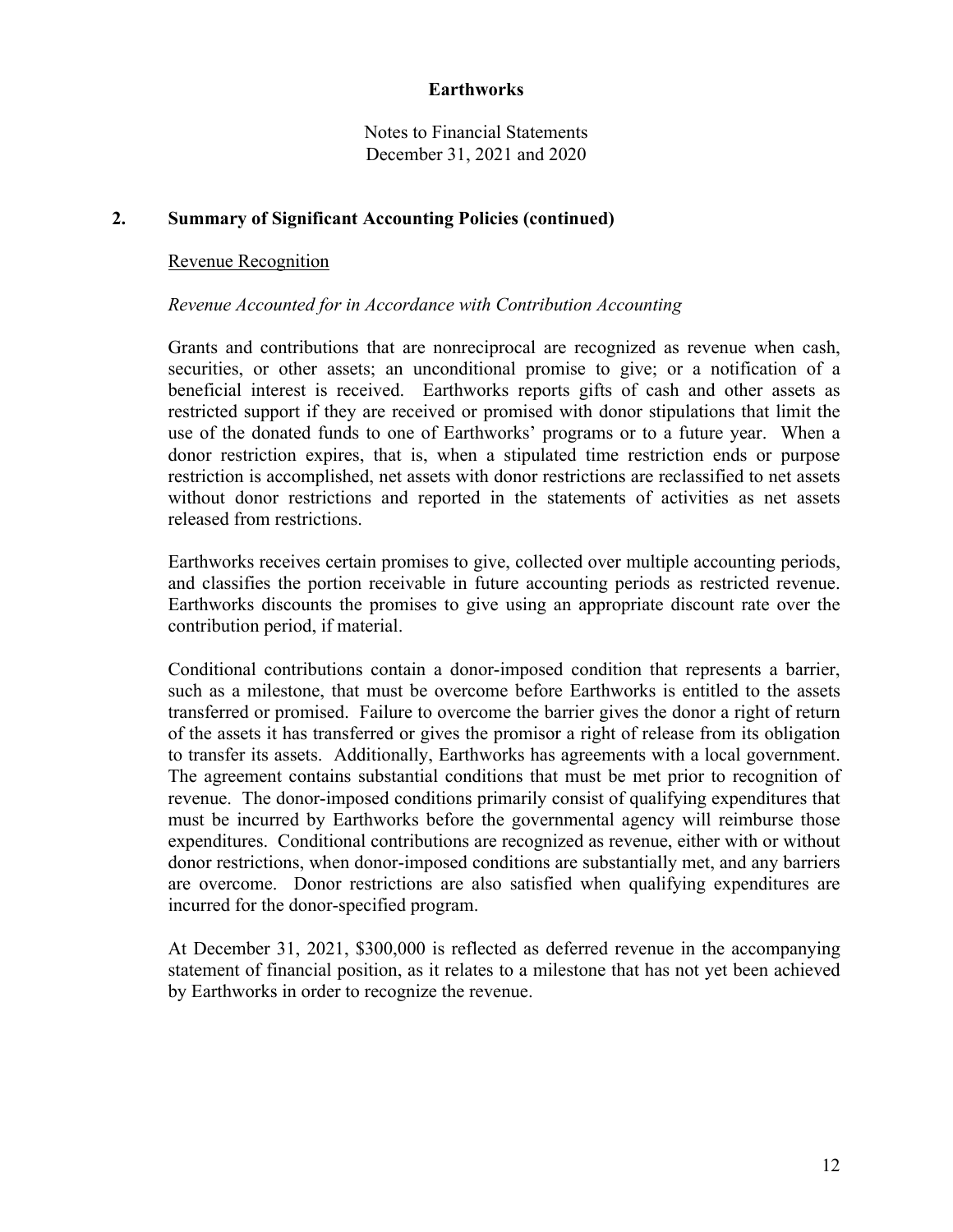## 2. Summary of Significant Accounting Policies (continued)

Revenue Recognition

*Revenue Accounted for in Accordance with Contribution Accounting*

Grants and contributions that are nonreciprocal are recognized as revenue when cash, securities, or other assets; an unconditional promise to give; or a notification of a beneficial interest is received. Earthworks reports gifts of cash and other assets as restricted support if they are received or promised with donor stipulations that limit the use of the donated funds to one of Earthworks' programs or to a future year. When a donor restriction expires, that is, when a stipulated time restriction ends or purpose restriction is accomplished, net assets with donor restrictions are reclassified to net assets without donor restrictions and reported in the statements of activities as net assets released from restrictions.

Earthworks receives certain promises to give, collected over multiple accounting periods, and classifies the portion receivable in future accounting periods as restricted revenue. Earthworks discounts the promises to give using an appropriate discount rate over the contribution period, if material.

Conditional contributions contain a donor-imposed condition that represents a barrier, such as a milestone, that must be overcome before Earthworks is entitled to the assets transferred or promised. Failure to overcome the barrier gives the donor a right of return of the assets it has transferred or gives the promisor a right of release from its obligation to transfer its assets. Additionally, Earthworks has agreements with a local government. The agreement contains substantial conditions that must be met prior to recognition of revenue. The donor-imposed conditions primarily consist of qualifying expenditures that must be incurred by Earthworks before the governmental agency will reimburse those expenditures. Conditional contributions are recognized as revenue, either with or without donor restrictions, when donor-imposed conditions are substantially met, and any barriers are overcome. Donor restrictions are also satisfied when qualifying expenditures are incurred for the donor-specified program.

At December 31, 2021, $300,000 is reflected as deferred revenue in the accompanying statement of financial position, as it relates to a milestone that has not yet been achieved by Earthworks in order to recognize the revenue.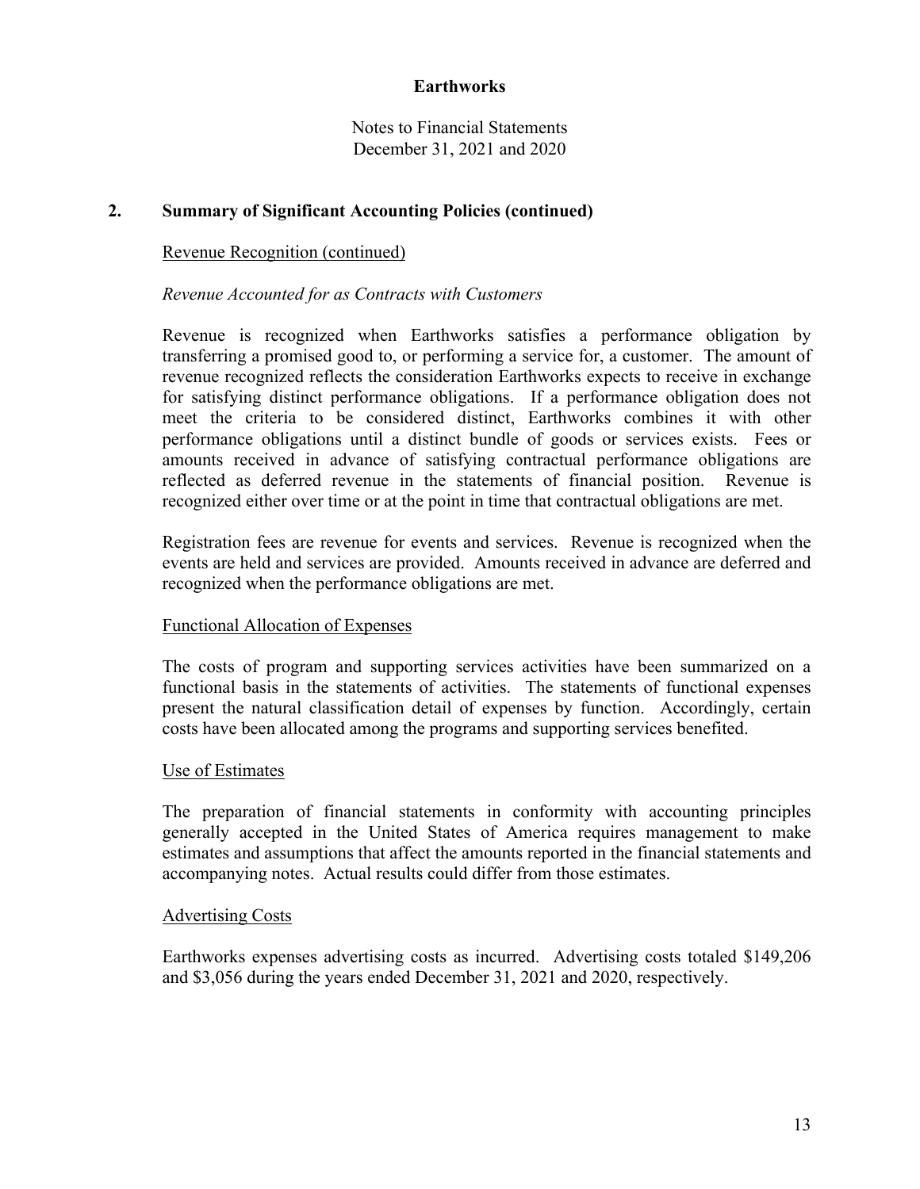**Earthworks**

Notes to Financial Statements
December 31, 2021 and 2020

## 2. Summary of Significant Accounting Policies (continued)

Revenue Recognition (continued)

*Revenue Accounted for as Contracts with Customers*

Revenue is recognized when Earthworks satisfies a performance obligation by transferring a promised good to, or performing a service for, a customer. The amount of revenue recognized reflects the consideration Earthworks expects to receive in exchange for satisfying distinct performance obligations. If a performance obligation does not meet the criteria to be considered distinct, Earthworks combines it with other performance obligations until a distinct bundle of goods or services exists. Fees or amounts received in advance of satisfying contractual performance obligations are reflected as deferred revenue in the statements of financial position. Revenue is recognized either over time or at the point in time that contractual obligations are met.

Registration fees are revenue for events and services. Revenue is recognized when the events are held and services are provided. Amounts received in advance are deferred and recognized when the performance obligations are met.

Functional Allocation of Expenses

The costs of program and supporting services activities have been summarized on a functional basis in the statements of activities. The statements of functional expenses present the natural classification detail of expenses by function. Accordingly, certain costs have been allocated among the programs and supporting services benefited.

Use of Estimates

The preparation of financial statements in conformity with accounting principles generally accepted in the United States of America requires management to make estimates and assumptions that affect the amounts reported in the financial statements and accompanying notes. Actual results could differ from those estimates.

Advertising Costs

Earthworks expenses advertising costs as incurred. Advertising costs totaled $149,206 and $3,056 during the years ended December 31, 2021 and 2020, respectively.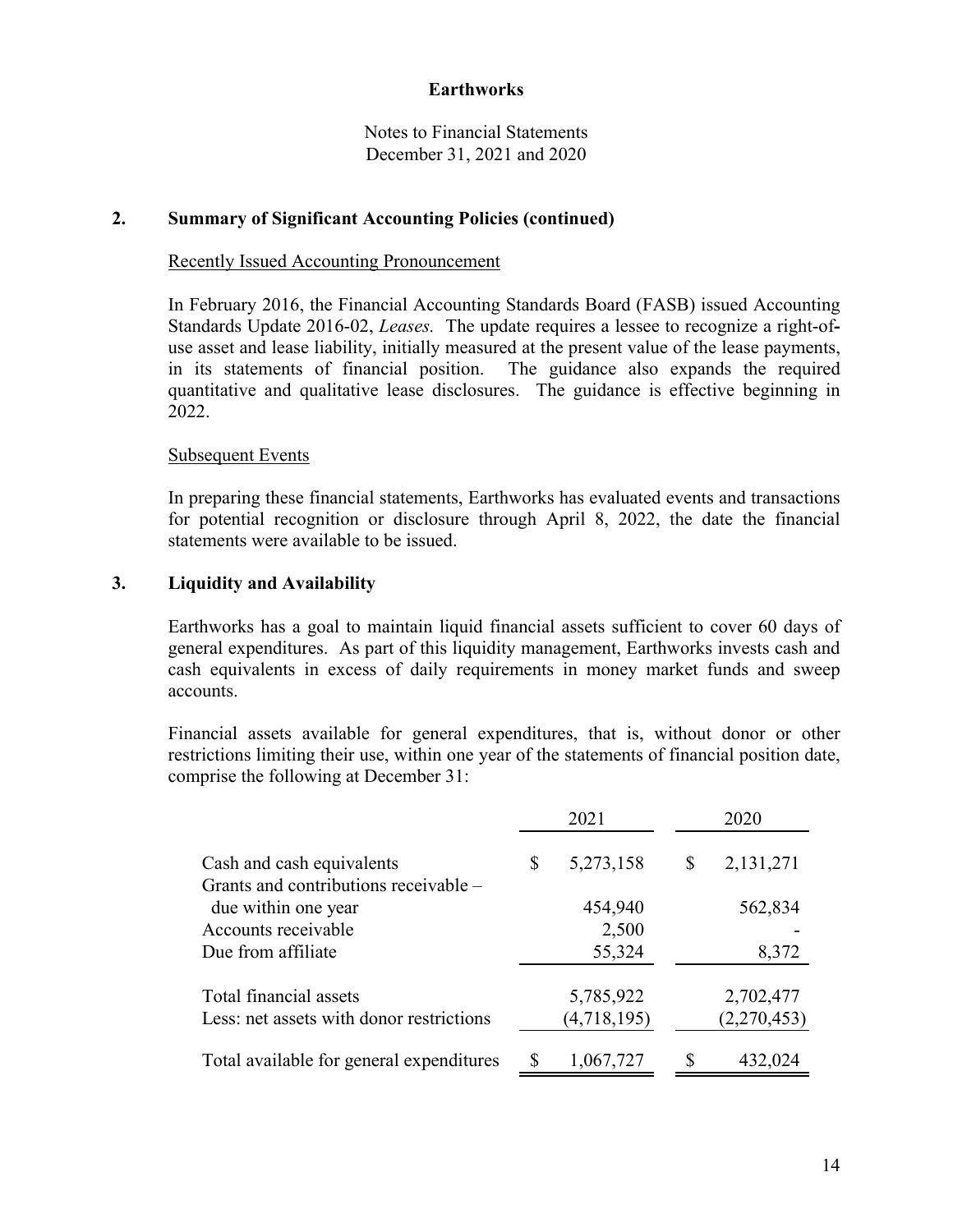**Earthworks**

Notes to Financial Statements
December 31, 2021 and 2020

## 2. Summary of Significant Accounting Policies (continued)

### Recently Issued Accounting Pronouncement

In February 2016, the Financial Accounting Standards Board (FASB) issued Accounting Standards Update 2016-02, *Leases.* The update requires a lessee to recognize a right-of-use asset and lease liability, initially measured at the present value of the lease payments, in its statements of financial position. The guidance also expands the required quantitative and qualitative lease disclosures. The guidance is effective beginning in 2022.

### Subsequent Events

In preparing these financial statements, Earthworks has evaluated events and transactions for potential recognition or disclosure through April 8, 2022, the date the financial statements were available to be issued.

## 3. Liquidity and Availability

Earthworks has a goal to maintain liquid financial assets sufficient to cover 60 days of general expenditures. As part of this liquidity management, Earthworks invests cash and cash equivalents in excess of daily requirements in money market funds and sweep accounts.

Financial assets available for general expenditures, that is, without donor or other restrictions limiting their use, within one year of the statements of financial position date, comprise the following at December 31:

| | 2021 | 2020 |
|---|---|---|
| Cash and cash equivalents | $ 5,273,158 | $ 2,131,271 |
| Grants and contributions receivable – due within one year | 454,940 | 562,834 |
| Accounts receivable | 2,500 | - |
| Due from affiliate | 55,324 | 8,372 |
| Total financial assets | 5,785,922 | 2,702,477 |
| Less: net assets with donor restrictions | (4,718,195) | (2,270,453) |
| Total available for general expenditures | $ 1,067,727 | $ 432,024 |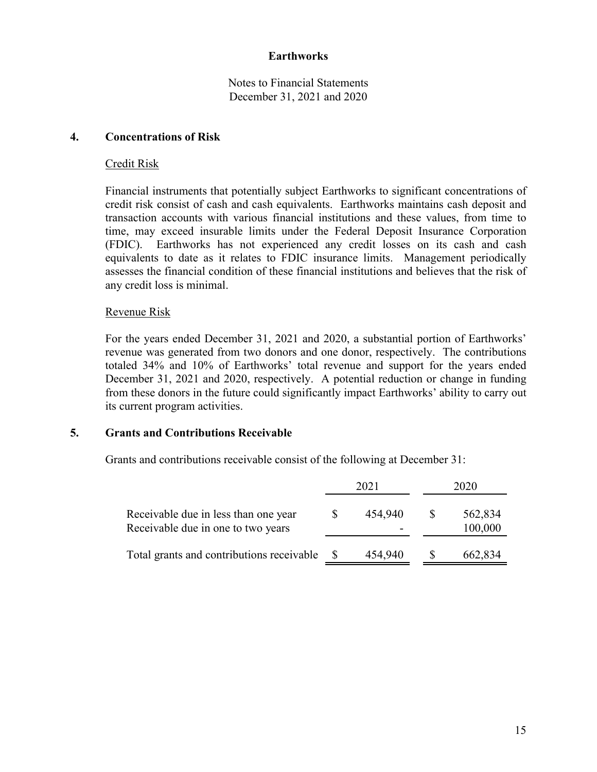**Earthworks**

Notes to Financial Statements
December 31, 2021 and 2020

## 4. Concentrations of Risk

### Credit Risk

Financial instruments that potentially subject Earthworks to significant concentrations of credit risk consist of cash and cash equivalents. Earthworks maintains cash deposit and transaction accounts with various financial institutions and these values, from time to time, may exceed insurable limits under the Federal Deposit Insurance Corporation (FDIC). Earthworks has not experienced any credit losses on its cash and cash equivalents to date as it relates to FDIC insurance limits. Management periodically assesses the financial condition of these financial institutions and believes that the risk of any credit loss is minimal.

### Revenue Risk

For the years ended December 31, 2021 and 2020, a substantial portion of Earthworks' revenue was generated from two donors and one donor, respectively. The contributions totaled 34% and 10% of Earthworks' total revenue and support for the years ended December 31, 2021 and 2020, respectively. A potential reduction or change in funding from these donors in the future could significantly impact Earthworks' ability to carry out its current program activities.

## 5. Grants and Contributions Receivable

Grants and contributions receivable consist of the following at December 31:

| | 2021 | 2020 |
|---|---|---|
| Receivable due in less than one year | $ 454,940 | $ 562,834 |
| Receivable due in one to two years | - | 100,000 |
| Total grants and contributions receivable | $ 454,940 | $ 662,834 |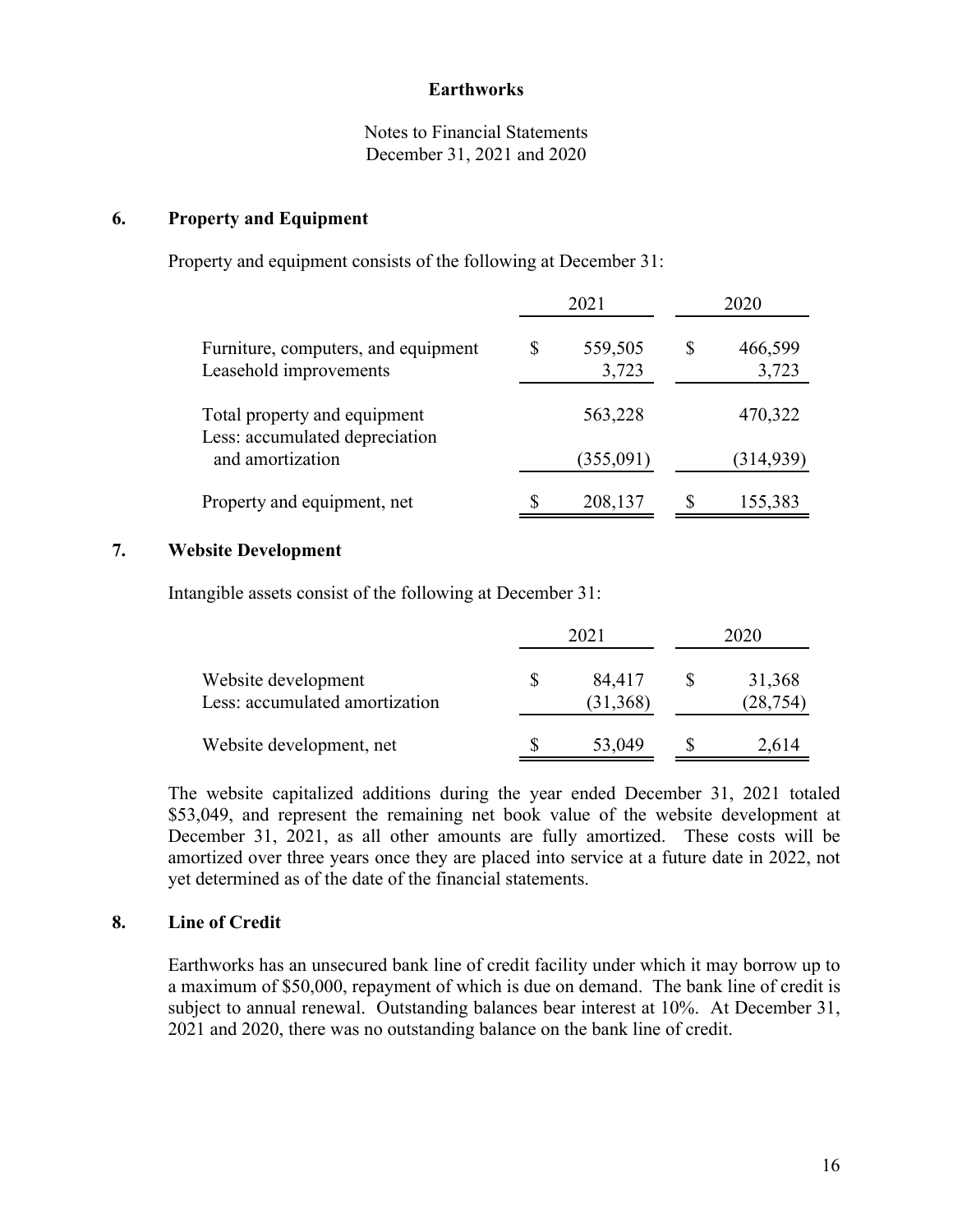**Earthworks**

Notes to Financial Statements
December 31, 2021 and 2020

## 6. Property and Equipment

Property and equipment consists of the following at December 31:

| | 2021 | 2020 |
|---|---|---|
| Furniture, computers, and equipment | $ 559,505 | $ 466,599 |
| Leasehold improvements | 3,723 | 3,723 |
| Total property and equipment | 563,228 | 470,322 |
| Less: accumulated depreciation and amortization | (355,091) | (314,939) |
| Property and equipment, net | $ 208,137 | $ 155,383 |

## 7. Website Development

Intangible assets consist of the following at December 31:

| | 2021 | 2020 |
|---|---|---|
| Website development | $ 84,417 | $ 31,368 |
| Less: accumulated amortization | (31,368) | (28,754) |
| Website development, net | $ 53,049 | $ 2,614 |

The website capitalized additions during the year ended December 31, 2021 totaled $53,049, and represent the remaining net book value of the website development at December 31, 2021, as all other amounts are fully amortized. These costs will be amortized over three years once they are placed into service at a future date in 2022, not yet determined as of the date of the financial statements.

## 8. Line of Credit

Earthworks has an unsecured bank line of credit facility under which it may borrow up to a maximum of $50,000, repayment of which is due on demand. The bank line of credit is subject to annual renewal. Outstanding balances bear interest at 10%. At December 31, 2021 and 2020, there was no outstanding balance on the bank line of credit.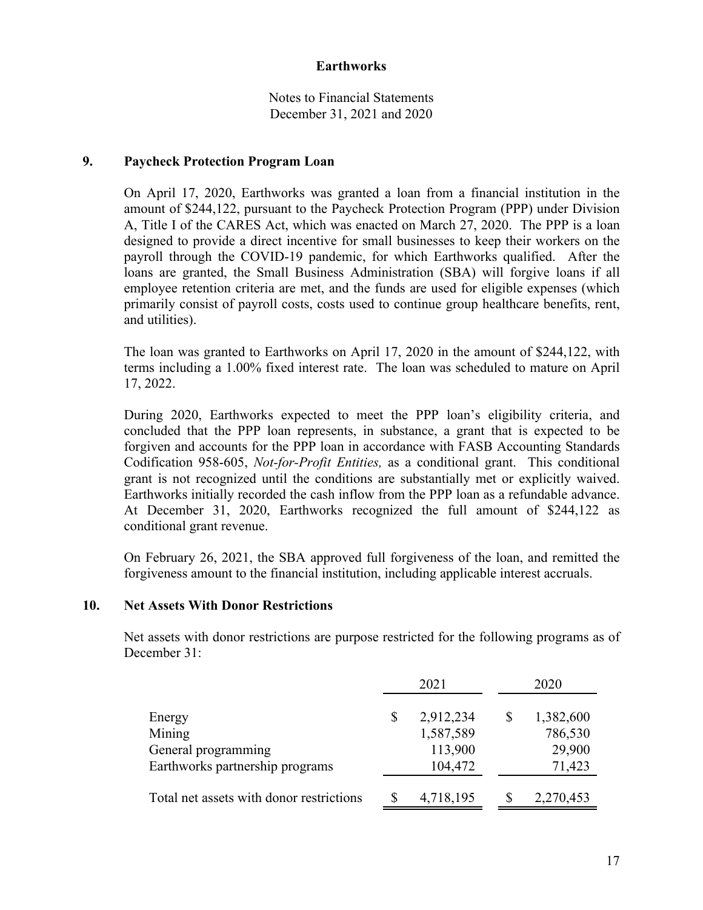# Earthworks

Notes to Financial Statements
December 31, 2021 and 2020

## 9. Paycheck Protection Program Loan

On April 17, 2020, Earthworks was granted a loan from a financial institution in the amount of $244,122, pursuant to the Paycheck Protection Program (PPP) under Division A, Title I of the CARES Act, which was enacted on March 27, 2020. The PPP is a loan designed to provide a direct incentive for small businesses to keep their workers on the payroll through the COVID-19 pandemic, for which Earthworks qualified. After the loans are granted, the Small Business Administration (SBA) will forgive loans if all employee retention criteria are met, and the funds are used for eligible expenses (which primarily consist of payroll costs, costs used to continue group healthcare benefits, rent, and utilities).

The loan was granted to Earthworks on April 17, 2020 in the amount of $244,122, with terms including a 1.00% fixed interest rate. The loan was scheduled to mature on April 17, 2022.

During 2020, Earthworks expected to meet the PPP loan's eligibility criteria, and concluded that the PPP loan represents, in substance, a grant that is expected to be forgiven and accounts for the PPP loan in accordance with FASB Accounting Standards Codification 958-605, *Not-for-Profit Entities,* as a conditional grant. This conditional grant is not recognized until the conditions are substantially met or explicitly waived. Earthworks initially recorded the cash inflow from the PPP loan as a refundable advance. At December 31, 2020, Earthworks recognized the full amount of $244,122 as conditional grant revenue.

On February 26, 2021, the SBA approved full forgiveness of the loan, and remitted the forgiveness amount to the financial institution, including applicable interest accruals.

## 10. Net Assets With Donor Restrictions

Net assets with donor restrictions are purpose restricted for the following programs as of December 31:

| | 2021 | 2020 |
|---|---|---|
| Energy | $ 2,912,234 | $ 1,382,600 |
| Mining | 1,587,589 | 786,530 |
| General programming | 113,900 | 29,900 |
| Earthworks partnership programs | 104,472 | 71,423 |
| Total net assets with donor restrictions | $ 4,718,195 | $ 2,270,453 |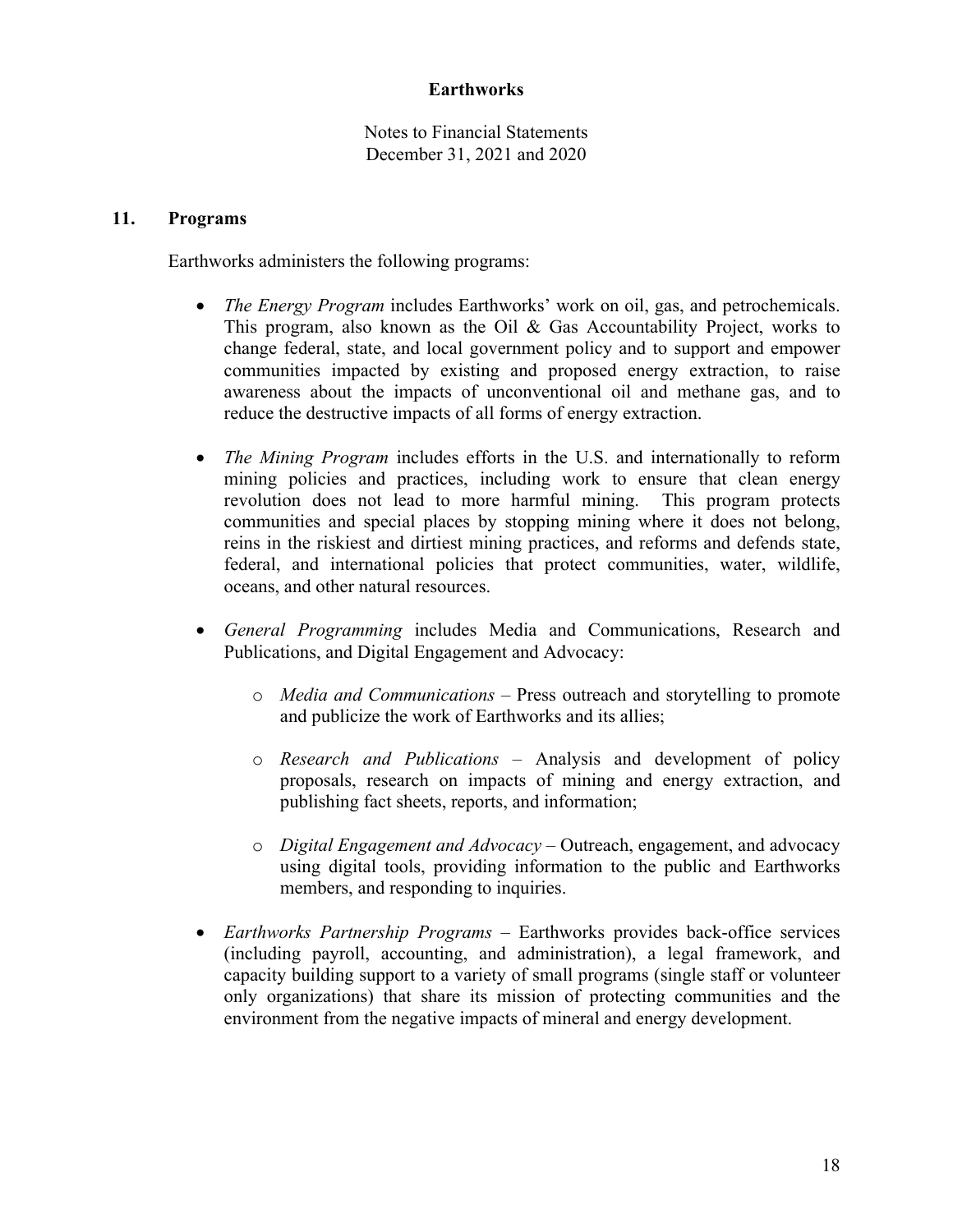## 11. Programs

Earthworks administers the following programs:

- *The Energy Program* includes Earthworks' work on oil, gas, and petrochemicals. This program, also known as the Oil & Gas Accountability Project, works to change federal, state, and local government policy and to support and empower communities impacted by existing and proposed energy extraction, to raise awareness about the impacts of unconventional oil and methane gas, and to reduce the destructive impacts of all forms of energy extraction.

- *The Mining Program* includes efforts in the U.S. and internationally to reform mining policies and practices, including work to ensure that clean energy revolution does not lead to more harmful mining. This program protects communities and special places by stopping mining where it does not belong, reins in the riskiest and dirtiest mining practices, and reforms and defends state, federal, and international policies that protect communities, water, wildlife, oceans, and other natural resources.

- *General Programming* includes Media and Communications, Research and Publications, and Digital Engagement and Advocacy:

    - *Media and Communications* – Press outreach and storytelling to promote and publicize the work of Earthworks and its allies;

    - *Research and Publications* – Analysis and development of policy proposals, research on impacts of mining and energy extraction, and publishing fact sheets, reports, and information;

    - *Digital Engagement and Advocacy* – Outreach, engagement, and advocacy using digital tools, providing information to the public and Earthworks members, and responding to inquiries.

- *Earthworks Partnership Programs* – Earthworks provides back-office services (including payroll, accounting, and administration), a legal framework, and capacity building support to a variety of small programs (single staff or volunteer only organizations) that share its mission of protecting communities and the environment from the negative impacts of mineral and energy development.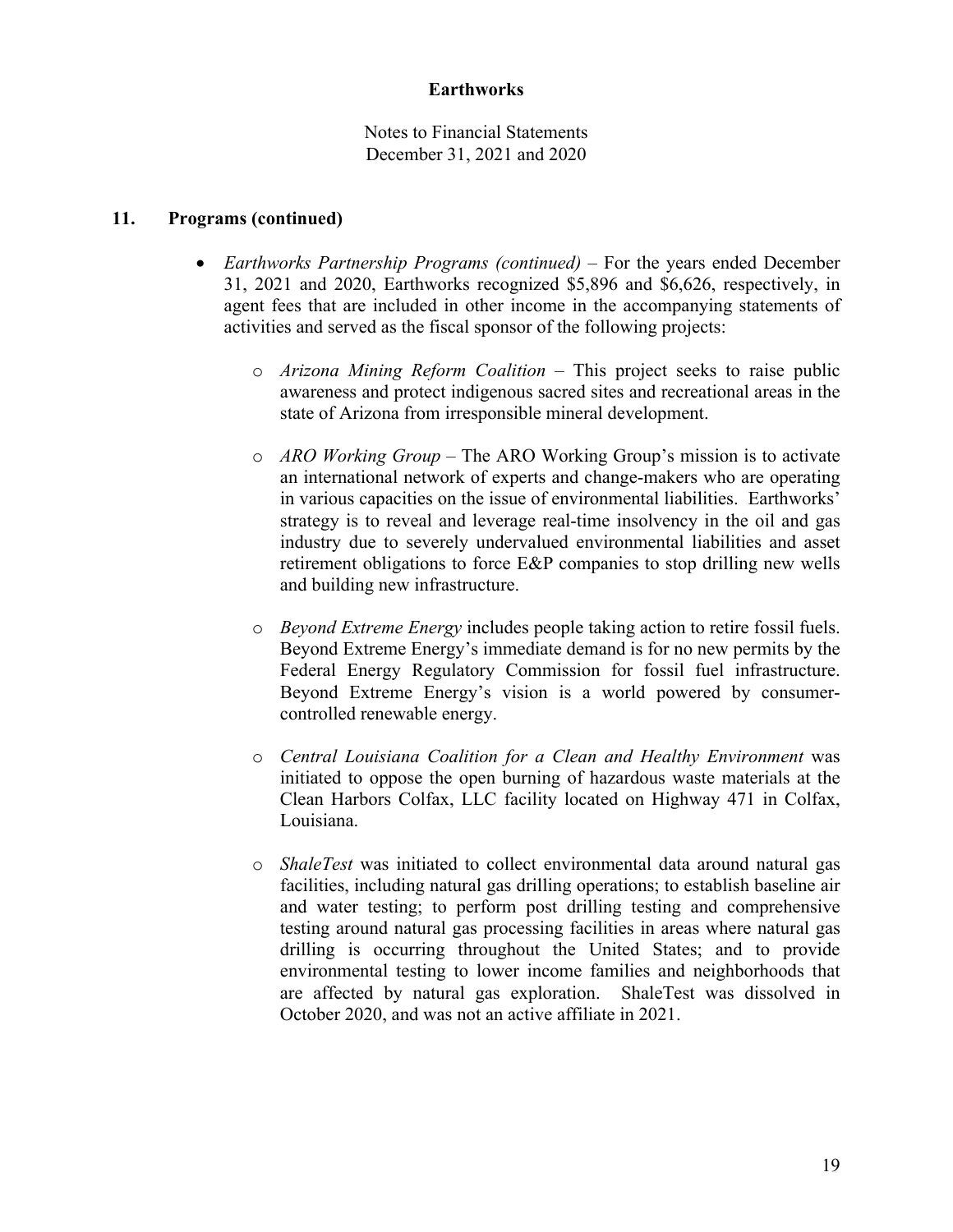**Earthworks**

Notes to Financial Statements
December 31, 2021 and 2020

## 11. Programs (continued)

- *Earthworks Partnership Programs (continued)* – For the years ended December 31, 2021 and 2020, Earthworks recognized $5,896 and $6,626, respectively, in agent fees that are included in other income in the accompanying statements of activities and served as the fiscal sponsor of the following projects:

  - *Arizona Mining Reform Coalition* – This project seeks to raise public awareness and protect indigenous sacred sites and recreational areas in the state of Arizona from irresponsible mineral development.

  - *ARO Working Group* – The ARO Working Group's mission is to activate an international network of experts and change-makers who are operating in various capacities on the issue of environmental liabilities. Earthworks' strategy is to reveal and leverage real-time insolvency in the oil and gas industry due to severely undervalued environmental liabilities and asset retirement obligations to force E&P companies to stop drilling new wells and building new infrastructure.

  - *Beyond Extreme Energy* includes people taking action to retire fossil fuels. Beyond Extreme Energy's immediate demand is for no new permits by the Federal Energy Regulatory Commission for fossil fuel infrastructure. Beyond Extreme Energy's vision is a world powered by consumer-controlled renewable energy.

  - *Central Louisiana Coalition for a Clean and Healthy Environment* was initiated to oppose the open burning of hazardous waste materials at the Clean Harbors Colfax, LLC facility located on Highway 471 in Colfax, Louisiana.

  - *ShaleTest* was initiated to collect environmental data around natural gas facilities, including natural gas drilling operations; to establish baseline air and water testing; to perform post drilling testing and comprehensive testing around natural gas processing facilities in areas where natural gas drilling is occurring throughout the United States; and to provide environmental testing to lower income families and neighborhoods that are affected by natural gas exploration. ShaleTest was dissolved in October 2020, and was not an active affiliate in 2021.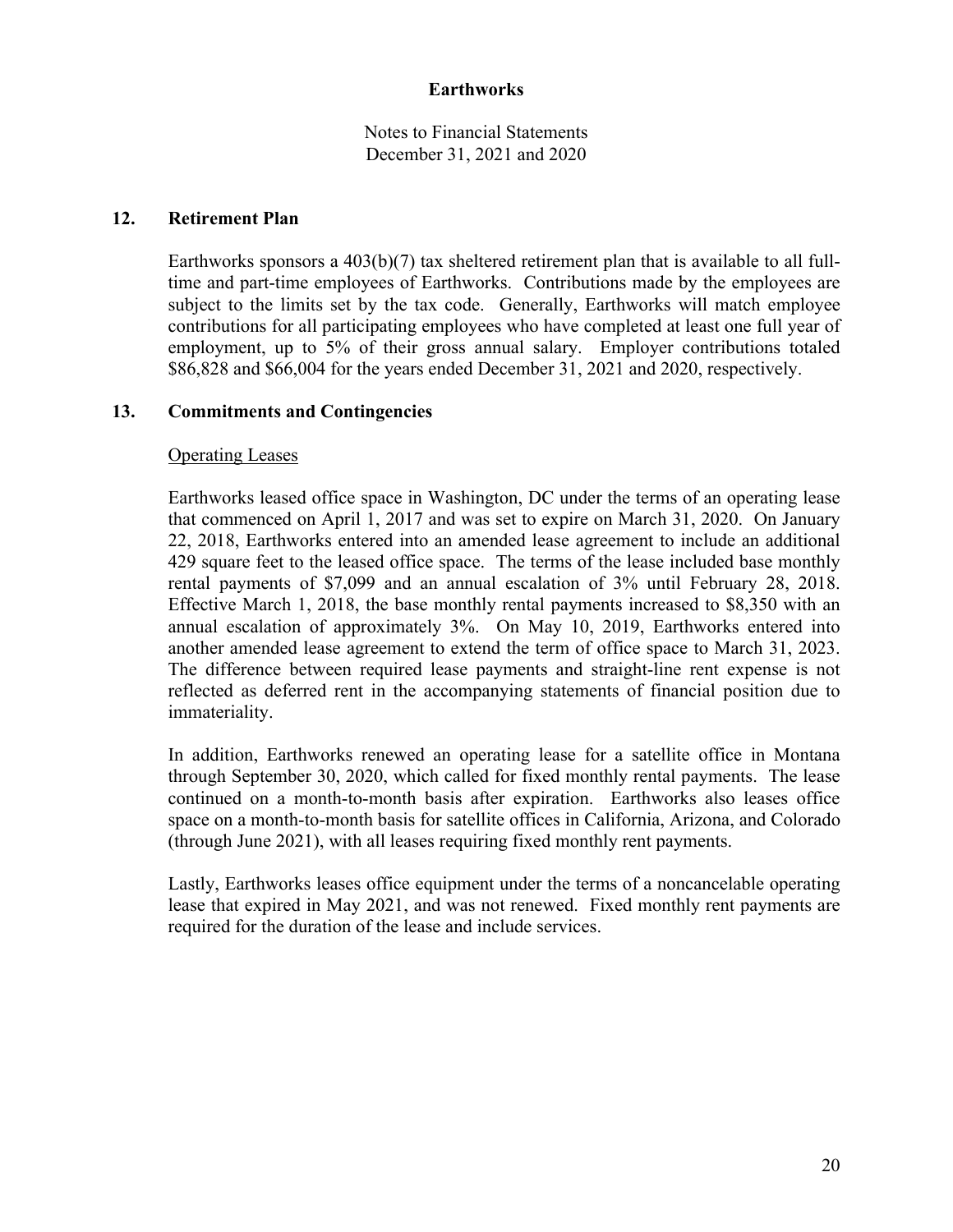## 12. Retirement Plan

Earthworks sponsors a 403(b)(7) tax sheltered retirement plan that is available to all full-time and part-time employees of Earthworks. Contributions made by the employees are subject to the limits set by the tax code. Generally, Earthworks will match employee contributions for all participating employees who have completed at least one full year of employment, up to 5% of their gross annual salary. Employer contributions totaled $86,828 and $66,004 for the years ended December 31, 2021 and 2020, respectively.

## 13. Commitments and Contingencies

Operating Leases

Earthworks leased office space in Washington, DC under the terms of an operating lease that commenced on April 1, 2017 and was set to expire on March 31, 2020. On January 22, 2018, Earthworks entered into an amended lease agreement to include an additional 429 square feet to the leased office space. The terms of the lease included base monthly rental payments of $7,099 and an annual escalation of 3% until February 28, 2018. Effective March 1, 2018, the base monthly rental payments increased to $8,350 with an annual escalation of approximately 3%. On May 10, 2019, Earthworks entered into another amended lease agreement to extend the term of office space to March 31, 2023. The difference between required lease payments and straight-line rent expense is not reflected as deferred rent in the accompanying statements of financial position due to immateriality.

In addition, Earthworks renewed an operating lease for a satellite office in Montana through September 30, 2020, which called for fixed monthly rental payments. The lease continued on a month-to-month basis after expiration. Earthworks also leases office space on a month-to-month basis for satellite offices in California, Arizona, and Colorado (through June 2021), with all leases requiring fixed monthly rent payments.

Lastly, Earthworks leases office equipment under the terms of a noncancelable operating lease that expired in May 2021, and was not renewed. Fixed monthly rent payments are required for the duration of the lease and include services.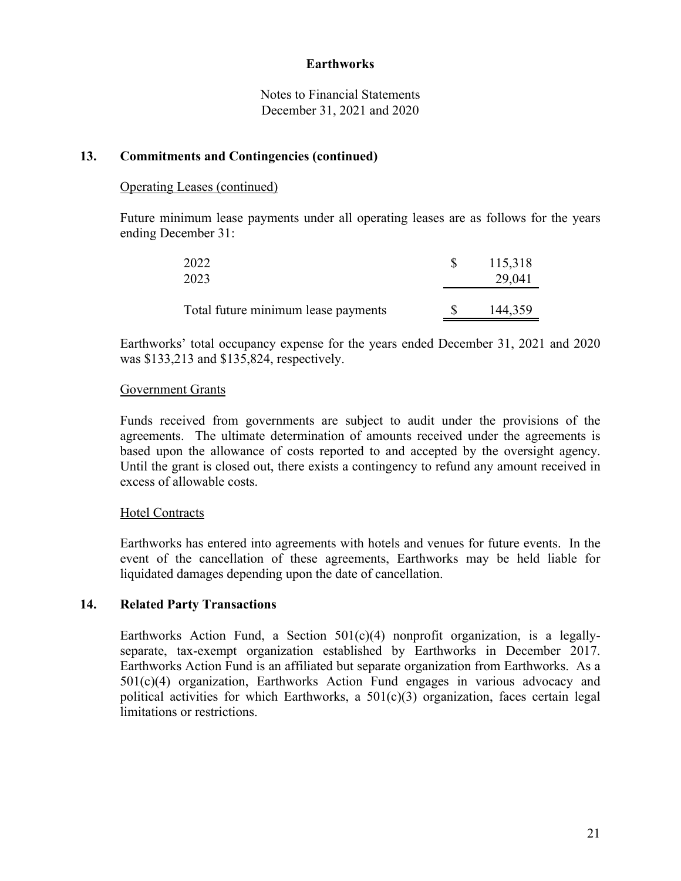**Earthworks**

Notes to Financial Statements
December 31, 2021 and 2020

## 13. Commitments and Contingencies (continued)

Operating Leases (continued)

Future minimum lease payments under all operating leases are as follows for the years ending December 31:

| | | |
|---|---|---|
| 2022 | $ | 115,318 |
| 2023 | | 29,041 |
| Total future minimum lease payments | $ | 144,359 |

Earthworks' total occupancy expense for the years ended December 31, 2021 and 2020 was $133,213 and $135,824, respectively.

Government Grants

Funds received from governments are subject to audit under the provisions of the agreements. The ultimate determination of amounts received under the agreements is based upon the allowance of costs reported to and accepted by the oversight agency. Until the grant is closed out, there exists a contingency to refund any amount received in excess of allowable costs.

Hotel Contracts

Earthworks has entered into agreements with hotels and venues for future events. In the event of the cancellation of these agreements, Earthworks may be held liable for liquidated damages depending upon the date of cancellation.

## 14. Related Party Transactions

Earthworks Action Fund, a Section 501(c)(4) nonprofit organization, is a legally-separate, tax-exempt organization established by Earthworks in December 2017. Earthworks Action Fund is an affiliated but separate organization from Earthworks. As a 501(c)(4) organization, Earthworks Action Fund engages in various advocacy and political activities for which Earthworks, a 501(c)(3) organization, faces certain legal limitations or restrictions.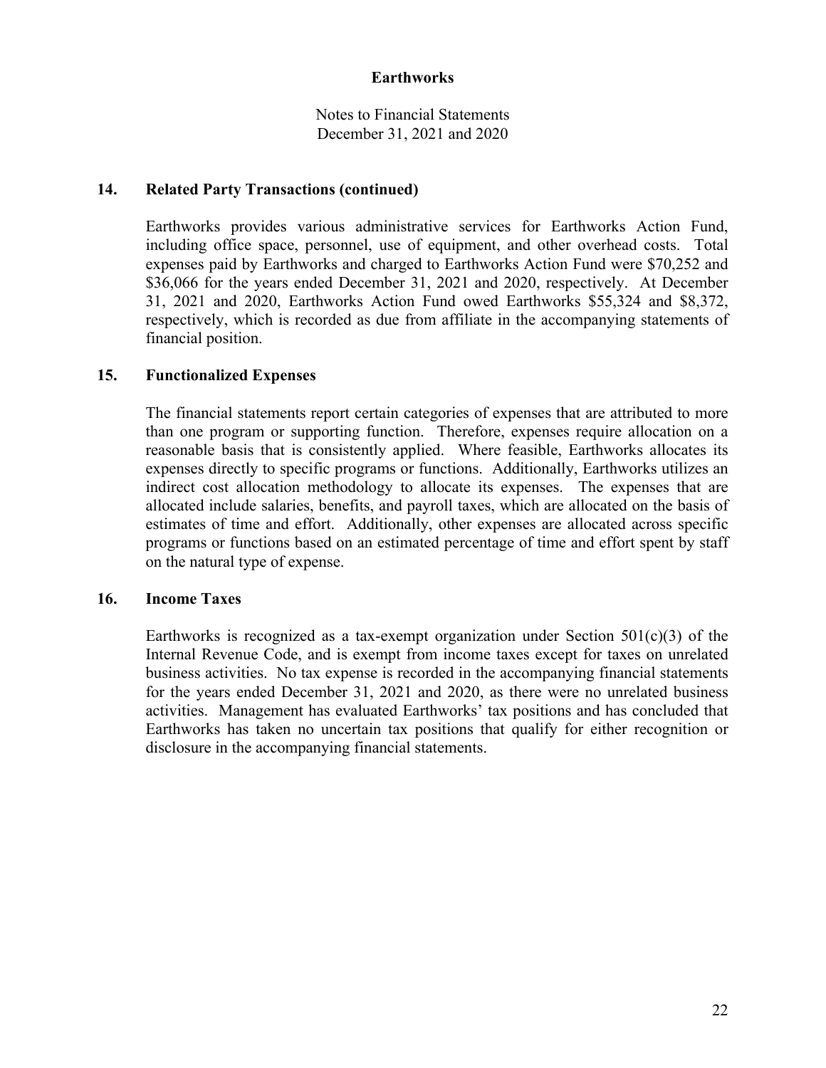**Earthworks**

Notes to Financial Statements
December 31, 2021 and 2020

## 14. Related Party Transactions (continued)

Earthworks provides various administrative services for Earthworks Action Fund, including office space, personnel, use of equipment, and other overhead costs. Total expenses paid by Earthworks and charged to Earthworks Action Fund were $70,252 and $36,066 for the years ended December 31, 2021 and 2020, respectively. At December 31, 2021 and 2020, Earthworks Action Fund owed Earthworks $55,324 and $8,372, respectively, which is recorded as due from affiliate in the accompanying statements of financial position.

## 15. Functionalized Expenses

The financial statements report certain categories of expenses that are attributed to more than one program or supporting function. Therefore, expenses require allocation on a reasonable basis that is consistently applied. Where feasible, Earthworks allocates its expenses directly to specific programs or functions. Additionally, Earthworks utilizes an indirect cost allocation methodology to allocate its expenses. The expenses that are allocated include salaries, benefits, and payroll taxes, which are allocated on the basis of estimates of time and effort. Additionally, other expenses are allocated across specific programs or functions based on an estimated percentage of time and effort spent by staff on the natural type of expense.

## 16. Income Taxes

Earthworks is recognized as a tax-exempt organization under Section 501(c)(3) of the Internal Revenue Code, and is exempt from income taxes except for taxes on unrelated business activities. No tax expense is recorded in the accompanying financial statements for the years ended December 31, 2021 and 2020, as there were no unrelated business activities. Management has evaluated Earthworks' tax positions and has concluded that Earthworks has taken no uncertain tax positions that qualify for either recognition or disclosure in the accompanying financial statements.